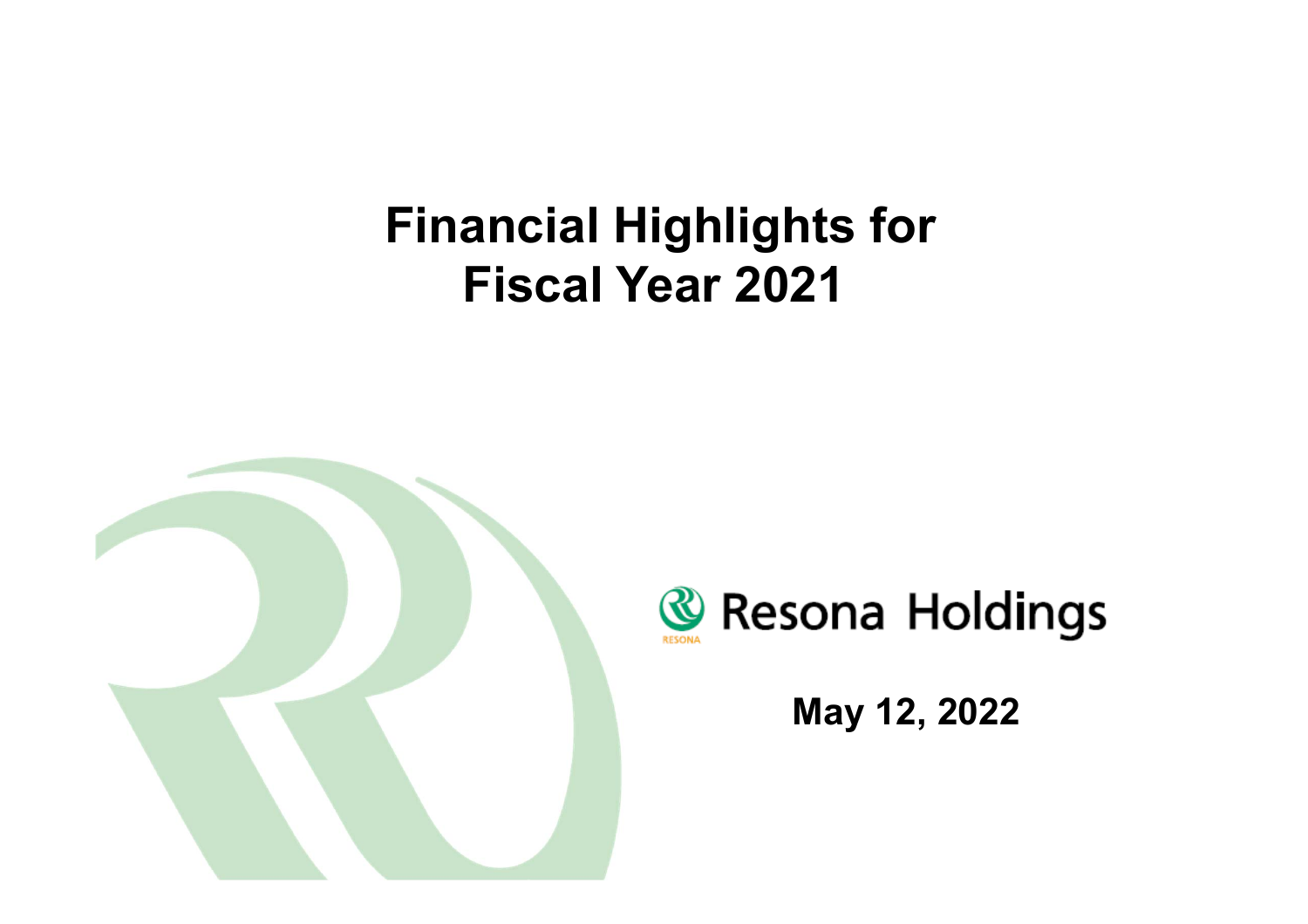# Financial Highlights for Fiscal Year 2021

Resona Holdings

May 12, 2022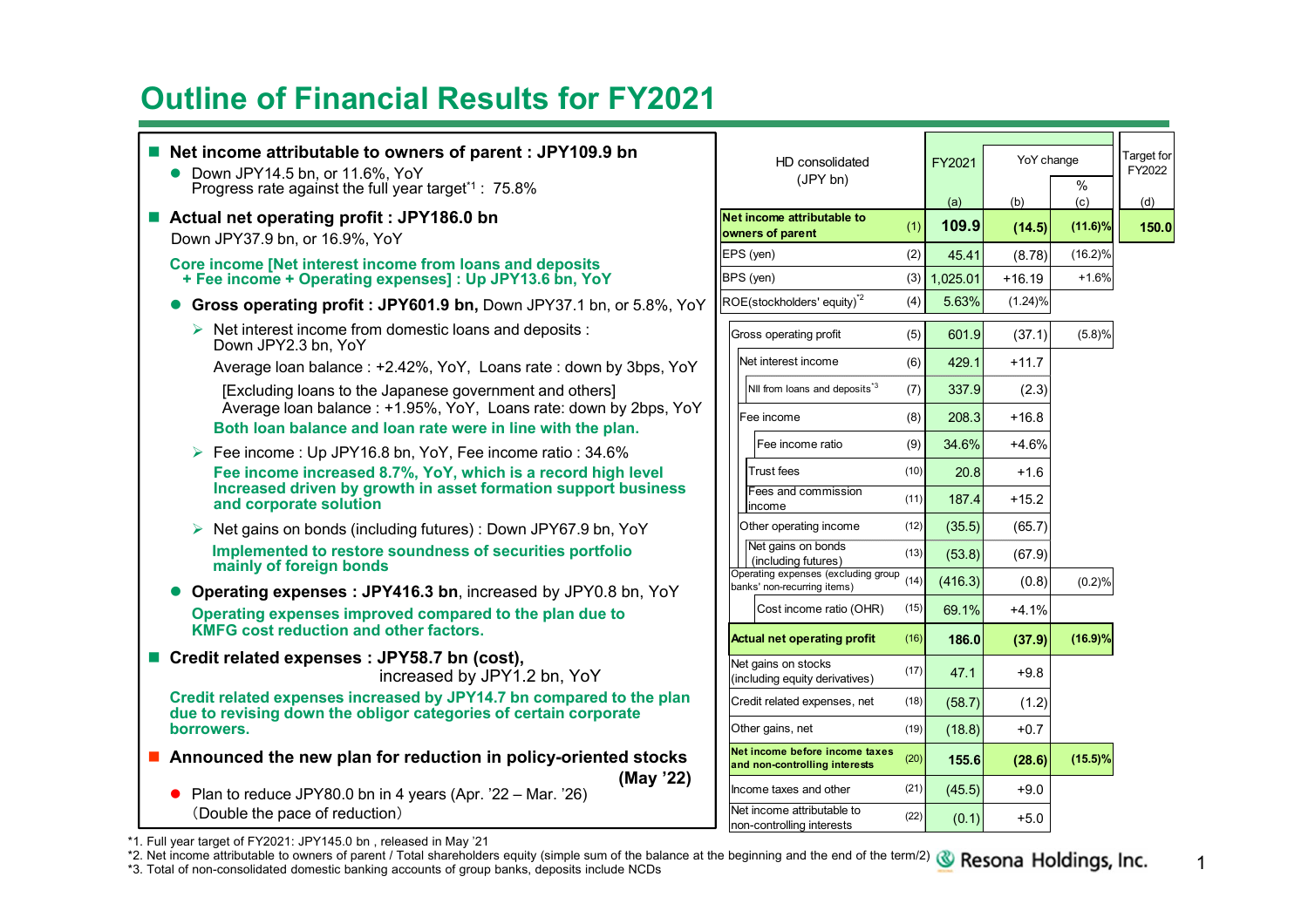# Outline of Financial Results for FY2021

- **Net income attributable to owners of parent : JPY109.9 bn**
  - Down JPY14.5 bn, or 11.6%, YoY
    Progress rate against the full year target[*1] : 75.8%
- **Actual net operating profit : JPY186.0 bn**
  Down JPY37.9 bn, or 16.9%, YoY

  **Core income [Net interest income from loans and deposits + Fee income + Operating expenses] : Up JPY13.6 bn, YoY**

  - **Gross operating profit : JPY601.9 bn,** Down JPY37.1 bn, or 5.8%, YoY
    - Net interest income from domestic loans and deposits : Down JPY2.3 bn, YoY

      Average loan balance : +2.42%, YoY, Loans rate : down by 3bps, YoY

      [Excluding loans to the Japanese government and others]
      Average loan balance : +1.95%, YoY, Loans rate: down by 2bps, YoY

      **Both loan balance and loan rate were in line with the plan.**
    - Fee income : Up JPY16.8 bn, YoY, Fee income ratio : 34.6%

      **Fee income increased 8.7%, YoY, which is a record high level**
      **Increased driven by growth in asset formation support business and corporate solution**
    - Net gains on bonds (including futures) : Down JPY67.9 bn, YoY

      **Implemented to restore soundness of securities portfolio mainly of foreign bonds**
  - **Operating expenses : JPY416.3 bn**, increased by JPY0.8 bn, YoY

    **Operating expenses improved compared to the plan due to KMFG cost reduction and other factors.**
- **Credit related expenses : JPY58.7 bn (cost),**
  increased by JPY1.2 bn, YoY

  **Credit related expenses increased by JPY14.7 bn compared to the plan due to revising down the obligor categories of certain corporate borrowers.**
- **Announced the new plan for reduction in policy-oriented stocks (May '22)**
  - Plan to reduce JPY80.0 bn in 4 years (Apr. '22 – Mar. '26)
    (Double the pace of reduction)

| HD consolidated (JPY bn) | | FY2021 (a) | YoY change (b) | YoY change % (c) | Target for FY2022 (d) |
|---|---|---|---|---|---|
| **Net income attributable to owners of parent** | (1) | **109.9** | **(14.5)** | **(11.6)%** | **150.0** |
| EPS (yen) | (2) | 45.41 | (8.78) | (16.2)% | |
| BPS (yen) | (3) | 1,025.01 | +16.19 | +1.6% | |
| ROE(stockholders' equity)[*2] | (4) | 5.63% | (1.24)% | | |
| Gross operating profit | (5) | 601.9 | (37.1) | (5.8)% | |
| Net interest income | (6) | 429.1 | +11.7 | | |
| NII from loans and deposits[*3] | (7) | 337.9 | (2.3) | | |
| Fee income | (8) | 208.3 | +16.8 | | |
| Fee income ratio | (9) | 34.6% | +4.6% | | |
| Trust fees | (10) | 20.8 | +1.6 | | |
| Fees and commission income | (11) | 187.4 | +15.2 | | |
| Other operating income | (12) | (35.5) | (65.7) | | |
| Net gains on bonds (including futures) | (13) | (53.8) | (67.9) | | |
| Operating expenses (excluding group banks' non-recurring items) | (14) | (416.3) | (0.8) | (0.2)% | |
| Cost income ratio (OHR) | (15) | 69.1% | +4.1% | | |
| **Actual net operating profit** | (16) | **186.0** | **(37.9)** | **(16.9)%** | |
| Net gains on stocks (including equity derivatives) | (17) | 47.1 | +9.8 | | |
| Credit related expenses, net | (18) | (58.7) | (1.2) | | |
| Other gains, net | (19) | (18.8) | +0.7 | | |
| **Net income before income taxes and non-controlling interests** | (20) | **155.6** | **(28.6)** | **(15.5)%** | |
| Income taxes and other | (21) | (45.5) | +9.0 | | |
| Net income attributable to non-controlling interests | (22) | (0.1) | +5.0 | | |

*1. Full year target of FY2021: JPY145.0 bn , released in May '21
*2. Net income attributable to owners of parent / Total shareholders equity (simple sum of the balance at the beginning and the end of the term/2)
*3. Total of non-consolidated domestic banking accounts of group banks, deposits include NCDs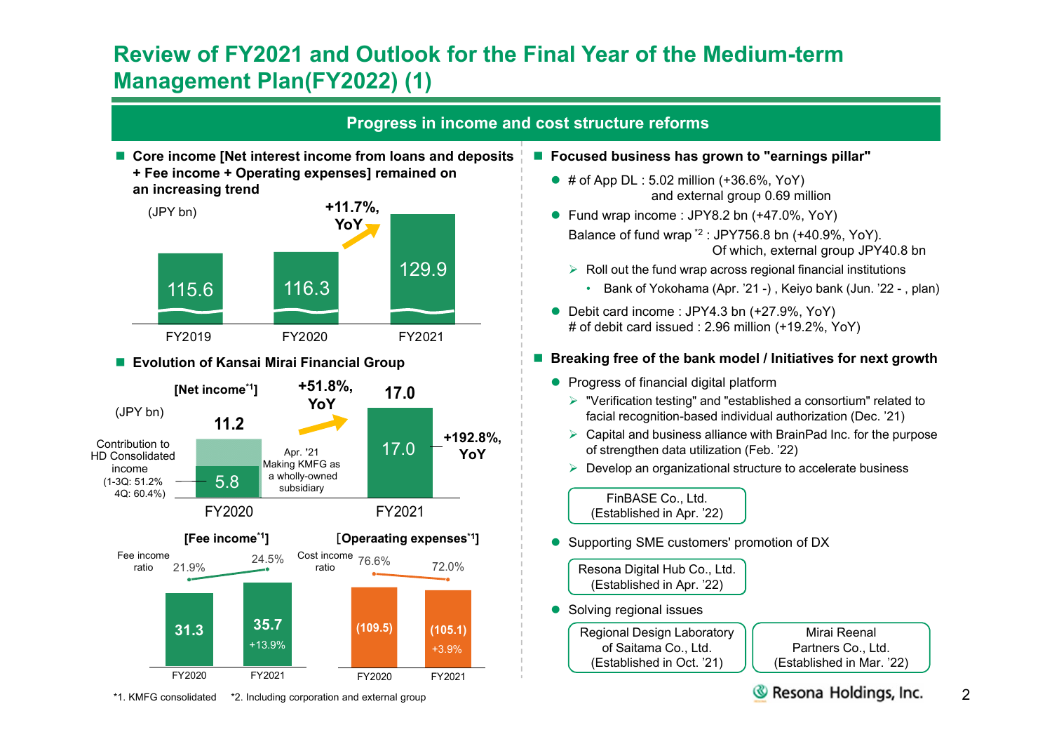# Review of FY2021 and Outlook for the Final Year of the Medium-term Management Plan(FY2022) (1)

## Progress in income and cost structure reforms

### Core income [Net interest income from loans and deposits + Fee income + Operating expenses] remained on an increasing trend

(JPY bn)

| FY2019 | FY2020 | FY2021 |
|---|---|---|
| 115.6 | 116.3 | 129.9 |

+11.7%, YoY

### Evolution of Kansai Mirai Financial Group

**[Net income[*1]]** (JPY bn)

| | FY2020 | FY2021 |
|---|---|---|
| Net income | 11.2 | 17.0 |
| Contribution to HD Consolidated income (1-3Q: 51.2% 4Q: 60.4%) | 5.8 | 17.0 |

+51.8%, YoY

+192.8%, YoY

Apr. '21 Making KMFG as a wholly-owned subsidiary

**[Fee income[*1]]**

| | FY2020 | FY2021 |
|---|---|---|
| Fee income ratio | 21.9% | 24.5% |
| Fee income | 31.3 | 35.7 (+13.9%) |

**[Operaating expenses[*1]]**

| | FY2020 | FY2021 |
|---|---|---|
| Cost income ratio | 76.6% | 72.0% |
| Operating expenses | (109.5) | (105.1) (+3.9%) |

### Focused business has grown to "earnings pillar"

- # of App DL : 5.02 million (+36.6%, YoY) and external group 0.69 million
- Fund wrap income : JPY8.2 bn (+47.0%, YoY)
  Balance of fund wrap [*2] : JPY756.8 bn (+40.9%, YoY). Of which, external group JPY40.8 bn
  - Roll out the fund wrap across regional financial institutions
    - Bank of Yokohama (Apr. '21 -) , Keiyo bank (Jun. '22 - , plan)
- Debit card income : JPY4.3 bn (+27.9%, YoY)
  # of debit card issued : 2.96 million (+19.2%, YoY)

### Breaking free of the bank model / Initiatives for next growth

- Progress of financial digital platform
  - "Verification testing" and "established a consortium" related to facial recognition-based individual authorization (Dec. '21)
  - Capital and business alliance with BrainPad Inc. for the purpose of strengthen data utilization (Feb. '22)
  - Develop an organizational structure to accelerate business

    FinBASE Co., Ltd. (Established in Apr. '22)
- Supporting SME customers' promotion of DX

  Resona Digital Hub Co., Ltd. (Established in Apr. '22)
- Solving regional issues

  Regional Design Laboratory of Saitama Co., Ltd. (Established in Oct. '21)

  Mirai Reenal Partners Co., Ltd. (Established in Mar. '22)

*1. KMFG consolidated *2. Including corporation and external group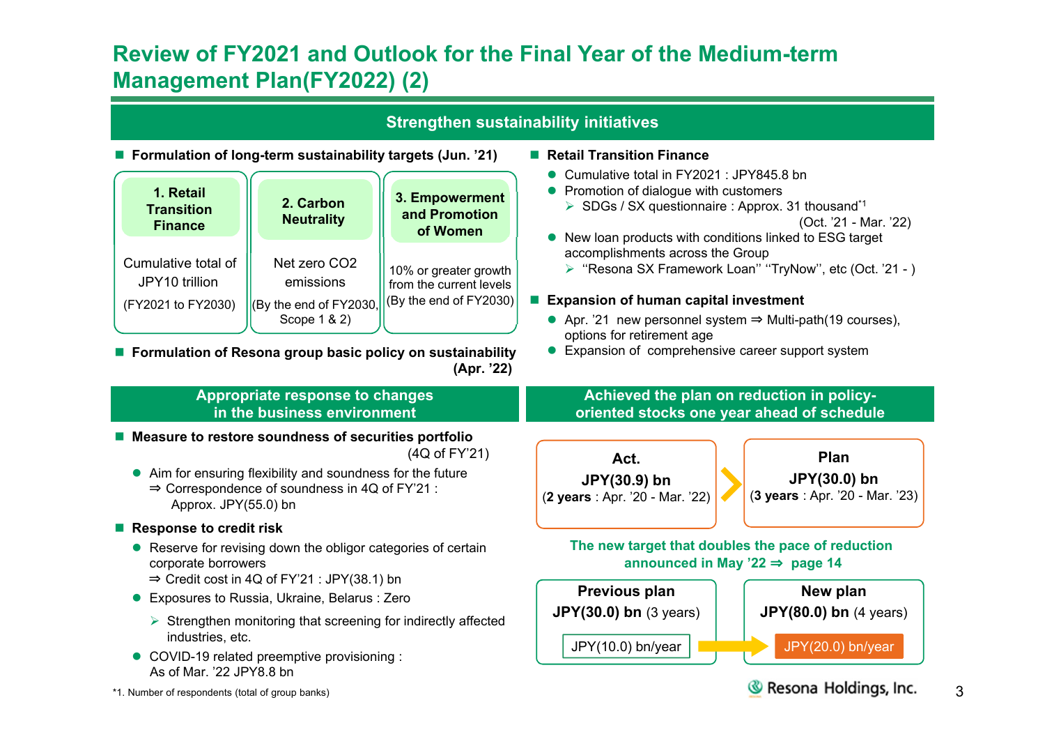# Review of FY2021 and Outlook for the Final Year of the Medium-term Management Plan(FY2022) (2)

## Strengthen sustainability initiatives

- **Formulation of long-term sustainability targets (Jun. '21)**

| 1. Retail Transition Finance | 2. Carbon Neutrality | 3. Empowerment and Promotion of Women |
|---|---|---|
| Cumulative total of JPY10 trillion (FY2021 to FY2030) | Net zero CO2 emissions (By the end of FY2030, Scope 1 & 2) | 10% or greater growth from the current levels (By the end of FY2030) |

- **Formulation of Resona group basic policy on sustainability (Apr. '22)**

- **Retail Transition Finance**
  - Cumulative total in FY2021 : JPY845.8 bn
  - Promotion of dialogue with customers
    - SDGs / SX questionnaire : Approx. 31 thousand[*1] (Oct. '21 - Mar. '22)
  - New loan products with conditions linked to ESG target accomplishments across the Group
    - "Resona SX Framework Loan" "TryNow", etc (Oct. '21 - )

- **Expansion of human capital investment**
  - Apr. '21 new personnel system ⇒ Multi-path(19 courses), options for retirement age
  - Expansion of comprehensive career support system

## Appropriate response to changes in the business environment

- **Measure to restore soundness of securities portfolio** (4Q of FY'21)
  - Aim for ensuring flexibility and soundness for the future
    ⇒ Correspondence of soundness in 4Q of FY'21 : Approx. JPY(55.0) bn

- **Response to credit risk**
  - Reserve for revising down the obligor categories of certain corporate borrowers
    ⇒ Credit cost in 4Q of FY'21 : JPY(38.1) bn
  - Exposures to Russia, Ukraine, Belarus : Zero
    - Strengthen monitoring that screening for indirectly affected industries, etc.
  - COVID-19 related preemptive provisioning : As of Mar. '22 JPY8.8 bn

## Achieved the plan on reduction in policy-oriented stocks one year ahead of schedule

| Act. | Plan |
|---|---|
| JPY(30.9) bn | JPY(30.0) bn |
| (**2 years** : Apr. '20 - Mar. '22) | (**3 years** : Apr. '20 - Mar. '23) |

**The new target that doubles the pace of reduction announced in May '22 ⇒ page 14**

| Previous plan | New plan |
|---|---|
| **JPY(30.0) bn** (3 years) | **JPY(80.0) bn** (4 years) |
| JPY(10.0) bn/year | JPY(20.0) bn/year |

*1. Number of respondents (total of group banks)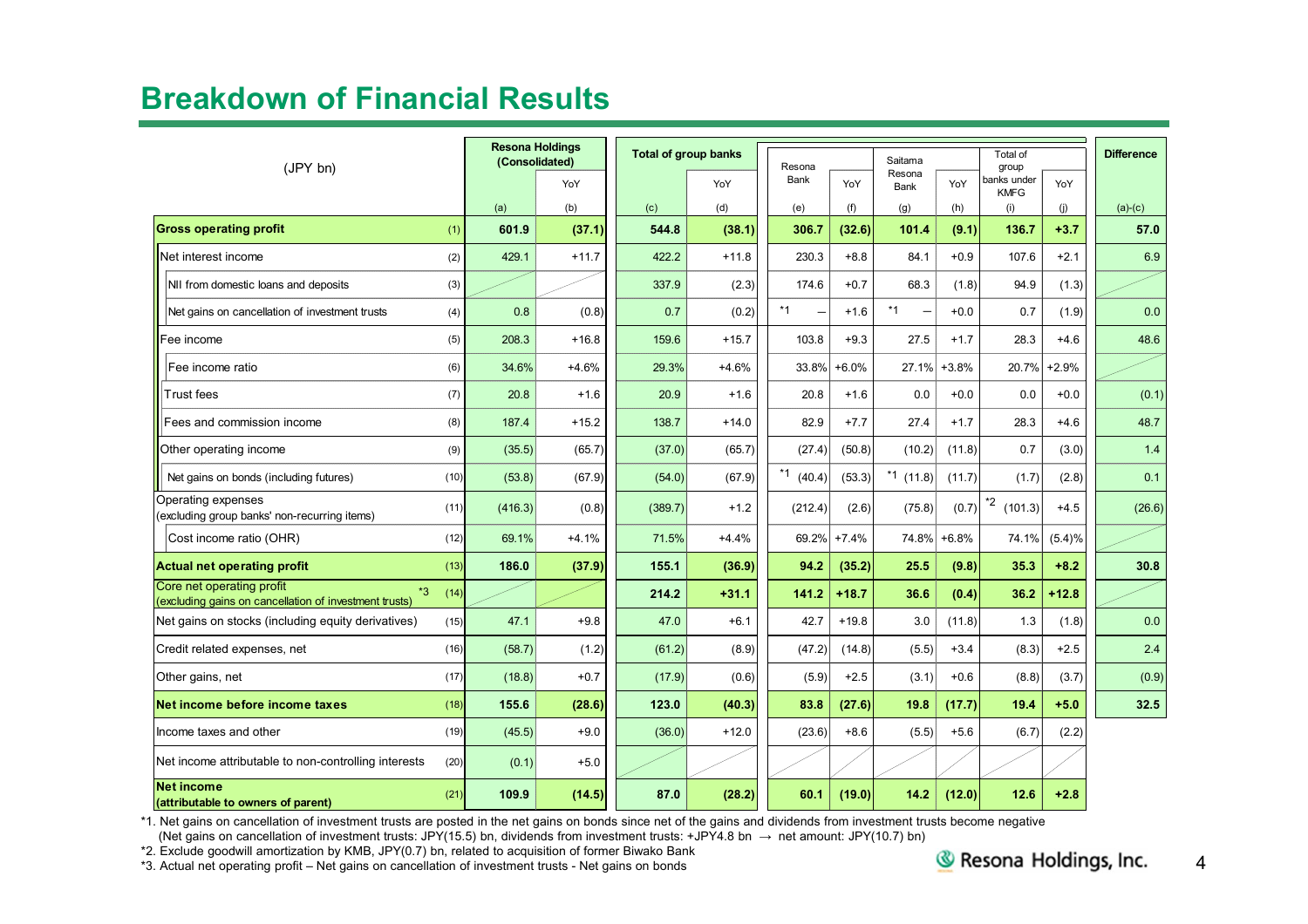## Breakdown of Financial Results

| (JPY bn) | | Resona Holdings (Consolidated) | YoY | Total of group banks | YoY | Resona Bank | YoY | Saitama Resona Bank | YoY | Total of group banks under KMFG | YoY | Difference |
|---|---|---|---|---|---|---|---|---|---|---|---|---|
| | | (a) | (b) | (c) | (d) | (e) | (f) | (g) | (h) | (i) | (j) | (a)-(c) |
| **Gross operating profit** | (1) | **601.9** | **(37.1)** | **544.8** | **(38.1)** | **306.7** | **(32.6)** | **101.4** | **(9.1)** | **136.7** | **+3.7** | **57.0** |
| Net interest income | (2) | 429.1 | +11.7 | 422.2 | +11.8 | 230.3 | +8.8 | 84.1 | +0.9 | 107.6 | +2.1 | 6.9 |
| NII from domestic loans and deposits | (3) | | | 337.9 | (2.3) | 174.6 | +0.7 | 68.3 | (1.8) | 94.9 | (1.3) | |
| Net gains on cancellation of investment trusts | (4) | 0.8 | (0.8) | 0.7 | (0.2) | *1 — | +1.6 | *1 — | +0.0 | 0.7 | (1.9) | 0.0 |
| Fee income | (5) | 208.3 | +16.8 | 159.6 | +15.7 | 103.8 | +9.3 | 27.5 | +1.7 | 28.3 | +4.6 | 48.6 |
| Fee income ratio | (6) | 34.6% | +4.6% | 29.3% | +4.6% | 33.8% | +6.0% | 27.1% | +3.8% | 20.7% | +2.9% | |
| Trust fees | (7) | 20.8 | +1.6 | 20.9 | +1.6 | 20.8 | +1.6 | 0.0 | +0.0 | 0.0 | +0.0 | (0.1) |
| Fees and commission income | (8) | 187.4 | +15.2 | 138.7 | +14.0 | 82.9 | +7.7 | 27.4 | +1.7 | 28.3 | +4.6 | 48.7 |
| Other operating income | (9) | (35.5) | (65.7) | (37.0) | (65.7) | (27.4) | (50.8) | (10.2) | (11.8) | 0.7 | (3.0) | 1.4 |
| Net gains on bonds (including futures) | (10) | (53.8) | (67.9) | (54.0) | (67.9) | *1 (40.4) | (53.3) | *1 (11.8) | (11.7) | (1.7) | (2.8) | 0.1 |
| Operating expenses (excluding group banks' non-recurring items) | (11) | (416.3) | (0.8) | (389.7) | +1.2 | (212.4) | (2.6) | (75.8) | (0.7) | *2 (101.3) | +4.5 | (26.6) |
| Cost income ratio (OHR) | (12) | 69.1% | +4.1% | 71.5% | +4.4% | 69.2% | +7.4% | 74.8% | +6.8% | 74.1% | (5.4)% | |
| **Actual net operating profit** | (13) | **186.0** | **(37.9)** | **155.1** | **(36.9)** | **94.2** | **(35.2)** | **25.5** | **(9.8)** | **35.3** | **+8.2** | **30.8** |
| Core net operating profit *3 (excluding gains on cancellation of investment trusts) | (14) | | | **214.2** | **+31.1** | **141.2** | **+18.7** | **36.6** | **(0.4)** | **36.2** | **+12.8** | |
| Net gains on stocks (including equity derivatives) | (15) | 47.1 | +9.8 | 47.0 | +6.1 | 42.7 | +19.8 | 3.0 | (11.8) | 1.3 | (1.8) | 0.0 |
| Credit related expenses, net | (16) | (58.7) | (1.2) | (61.2) | (8.9) | (47.2) | (14.8) | (5.5) | +3.4 | (8.3) | +2.5 | 2.4 |
| Other gains, net | (17) | (18.8) | +0.7 | (17.9) | (0.6) | (5.9) | +2.5 | (3.1) | +0.6 | (8.8) | (3.7) | (0.9) |
| **Net income before income taxes** | (18) | **155.6** | **(28.6)** | **123.0** | **(40.3)** | **83.8** | **(27.6)** | **19.8** | **(17.7)** | **19.4** | **+5.0** | **32.5** |
| Income taxes and other | (19) | (45.5) | +9.0 | (36.0) | +12.0 | (23.6) | +8.6 | (5.5) | +5.6 | (6.7) | (2.2) | |
| Net income attributable to non-controlling interests | (20) | (0.1) | +5.0 | | | | | | | | | |
| **Net income (attributable to owners of parent)** | (21) | **109.9** | **(14.5)** | **87.0** | **(28.2)** | **60.1** | **(19.0)** | **14.2** | **(12.0)** | **12.6** | **+2.8** | |

*1. Net gains on cancellation of investment trusts are posted in the net gains on bonds since net of the gains and dividends from investment trusts become negative (Net gains on cancellation of investment trusts: JPY(15.5) bn, dividends from investment trusts: +JPY4.8 bn → net amount: JPY(10.7) bn)

*2. Exclude goodwill amortization by KMB, JPY(0.7) bn, related to acquisition of former Biwako Bank

*3. Actual net operating profit – Net gains on cancellation of investment trusts - Net gains on bonds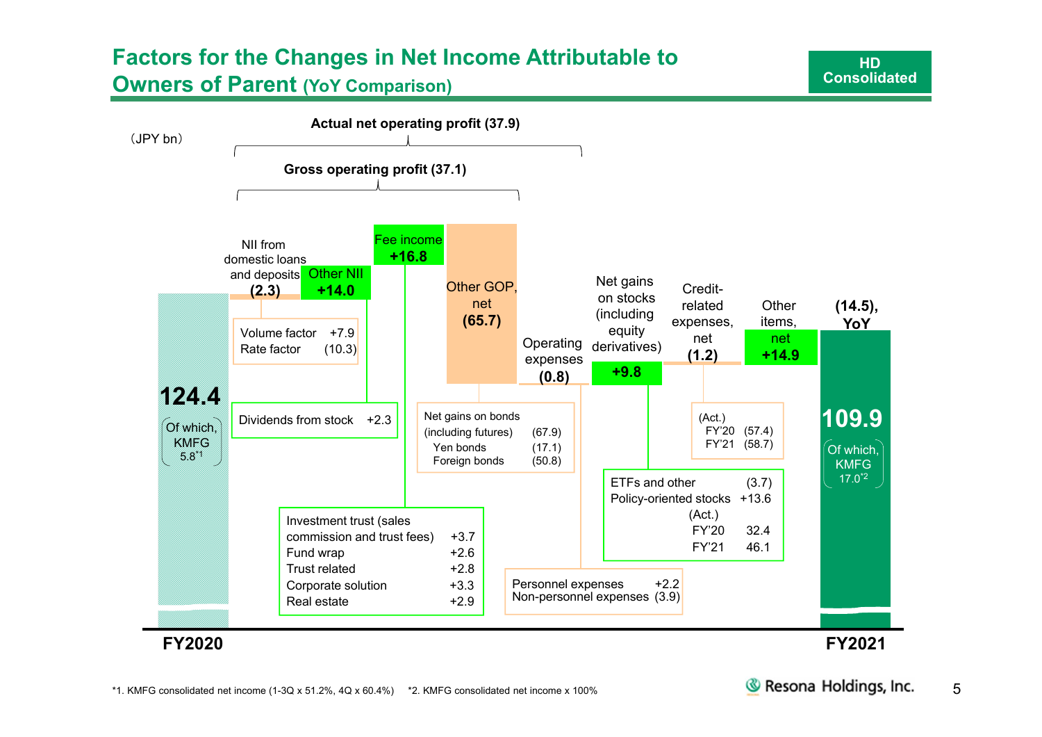## Factors for the Changes in Net Income Attributable to Owners of Parent (YoY Comparison)

HD Consolidated

(JPY bn)

**Actual net operating profit (37.9)**

**Gross operating profit (37.1)**

**FY2020: 124.4** (Of which, KMFG 5.8[*1])

- NII from domestic loans and deposits **(2.3)**
  - Volume factor +7.9
  - Rate factor (10.3)
- Other NII **+14.0**
  - Dividends from stock +2.3
- Fee income **+16.8**
  - Investment trust (sales commission and trust fees) +3.7
  - Fund wrap +2.6
  - Trust related +2.8
  - Corporate solution +3.3
  - Real estate +2.9
- Other GOP, net **(65.7)**
  - Net gains on bonds (including futures) (67.9)
    - Yen bonds (17.1)
    - Foreign bonds (50.8)
- Operating expenses **(0.8)**
  - Personnel expenses +2.2
  - Non-personnel expenses (3.9)
- Net gains on stocks (including equity derivatives) **+9.8**
  - ETFs and other (3.7)
  - Policy-oriented stocks +13.6
  - (Act.) FY'20 32.4, FY'21 46.1
- Credit-related expenses, net **(1.2)**
  - (Act.) FY'20 (57.4), FY'21 (58.7)
- Other items, net **+14.9**

**(14.5), YoY**

**FY2021: 109.9** (Of which, KMFG 17.0[*2])

*1. KMFG consolidated net income (1-3Q x 51.2%, 4Q x 60.4%) *2. KMFG consolidated net income x 100%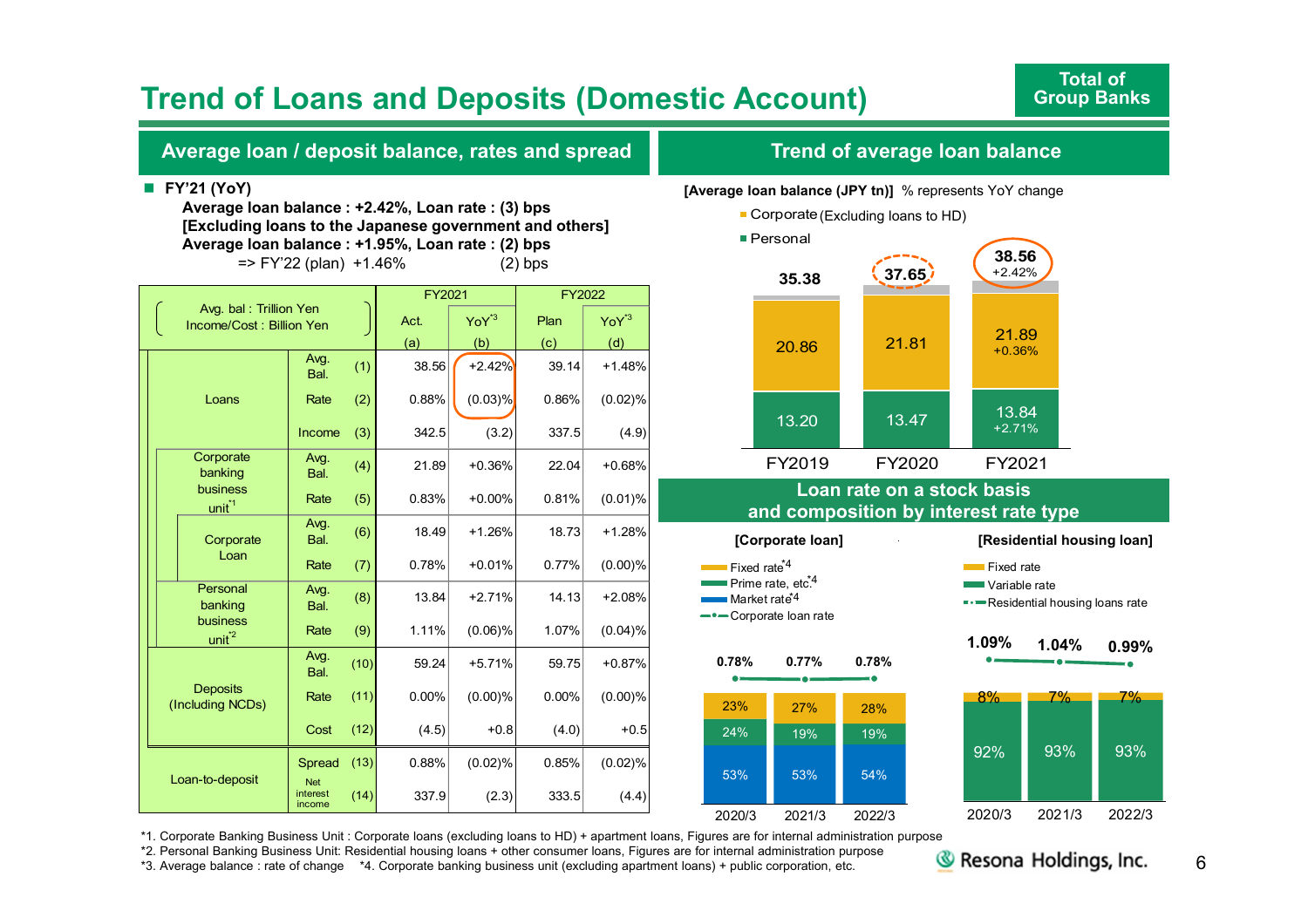# Trend of Loans and Deposits (Domestic Account)

**Total of Group Banks**

## Average loan / deposit balance, rates and spread

- **FY'21 (YoY)**
  - **Average loan balance : +2.42%, Loan rate : (3) bps**
  - **[Excluding loans to the Japanese government and others]**
  - **Average loan balance : +1.95%, Loan rate : (2) bps**
  - => FY'22 (plan) +1.46% (2) bps

| Avg. bal : Trillion Yen / Income/Cost : Billion Yen | | | | FY2021 Act. (a) | FY2021 YoY[*3] (b) | FY2022 Plan (c) | FY2022 YoY[*3] (d) |
|---|---|---|---|---|---|---|---|
| Loans | | Avg. Bal. | (1) | 38.56 | +2.42% | 39.14 | +1.48% |
| | | Rate | (2) | 0.88% | (0.03)% | 0.86% | (0.02)% |
| | | Income | (3) | 342.5 | (3.2) | 337.5 | (4.9) |
| | Corporate banking business unit[*1] | Avg. Bal. | (4) | 21.89 | +0.36% | 22.04 | +0.68% |
| | | Rate | (5) | 0.83% | +0.00% | 0.81% | (0.01)% |
| | Corporate Loan | Avg. Bal. | (6) | 18.49 | +1.26% | 18.73 | +1.28% |
| | | Rate | (7) | 0.78% | +0.01% | 0.77% | (0.00)% |
| | Personal banking business unit[*2] | Avg. Bal. | (8) | 13.84 | +2.71% | 14.13 | +2.08% |
| | | Rate | (9) | 1.11% | (0.06)% | 1.07% | (0.04)% |
| Deposits (Including NCDs) | | Avg. Bal. | (10) | 59.24 | +5.71% | 59.75 | +0.87% |
| | | Rate | (11) | 0.00% | (0.00)% | 0.00% | (0.00)% |
| | | Cost | (12) | (4.5) | +0.8 | (4.0) | +0.5 |
| Loan-to-deposit | | Spread | (13) | 0.88% | (0.02)% | 0.85% | (0.02)% |
| | | Net interest income | (14) | 337.9 | (2.3) | 333.5 | (4.4) |

## Trend of average loan balance

**[Average loan balance (JPY tn)]** % represents YoY change

- Corporate (Excluding loans to HD)
- Personal

| | FY2019 | FY2020 | FY2021 |
|---|---|---|---|
| Total | 35.38 | 37.65 | 38.56 (+2.42%) |
| Corporate | 20.86 | 21.81 | 21.89 (+0.36%) |
| Personal | 13.20 | 13.47 | 13.84 (+2.71%) |

## Loan rate on a stock basis and composition by interest rate type

**[Corporate loan]**

| | 2020/3 | 2021/3 | 2022/3 |
|---|---|---|---|
| Corporate loan rate | 0.78% | 0.77% | 0.78% |
| Fixed rate[*4] | 23% | 27% | 28% |
| Prime rate, etc.[*4] | 24% | 19% | 19% |
| Market rate[*4] | 53% | 53% | 54% |

**[Residential housing loan]**

| | 2020/3 | 2021/3 | 2022/3 |
|---|---|---|---|
| Residential housing loans rate | 1.09% | 1.04% | 0.99% |
| Fixed rate | 8% | 7% | 7% |
| Variable rate | 92% | 93% | 93% |

*1. Corporate Banking Business Unit : Corporate loans (excluding loans to HD) + apartment loans, Figures are for internal administration purpose
*2. Personal Banking Business Unit: Residential housing loans + other consumer loans, Figures are for internal administration purpose
*3. Average balance : rate of change *4. Corporate banking business unit (excluding apartment loans) + public corporation, etc.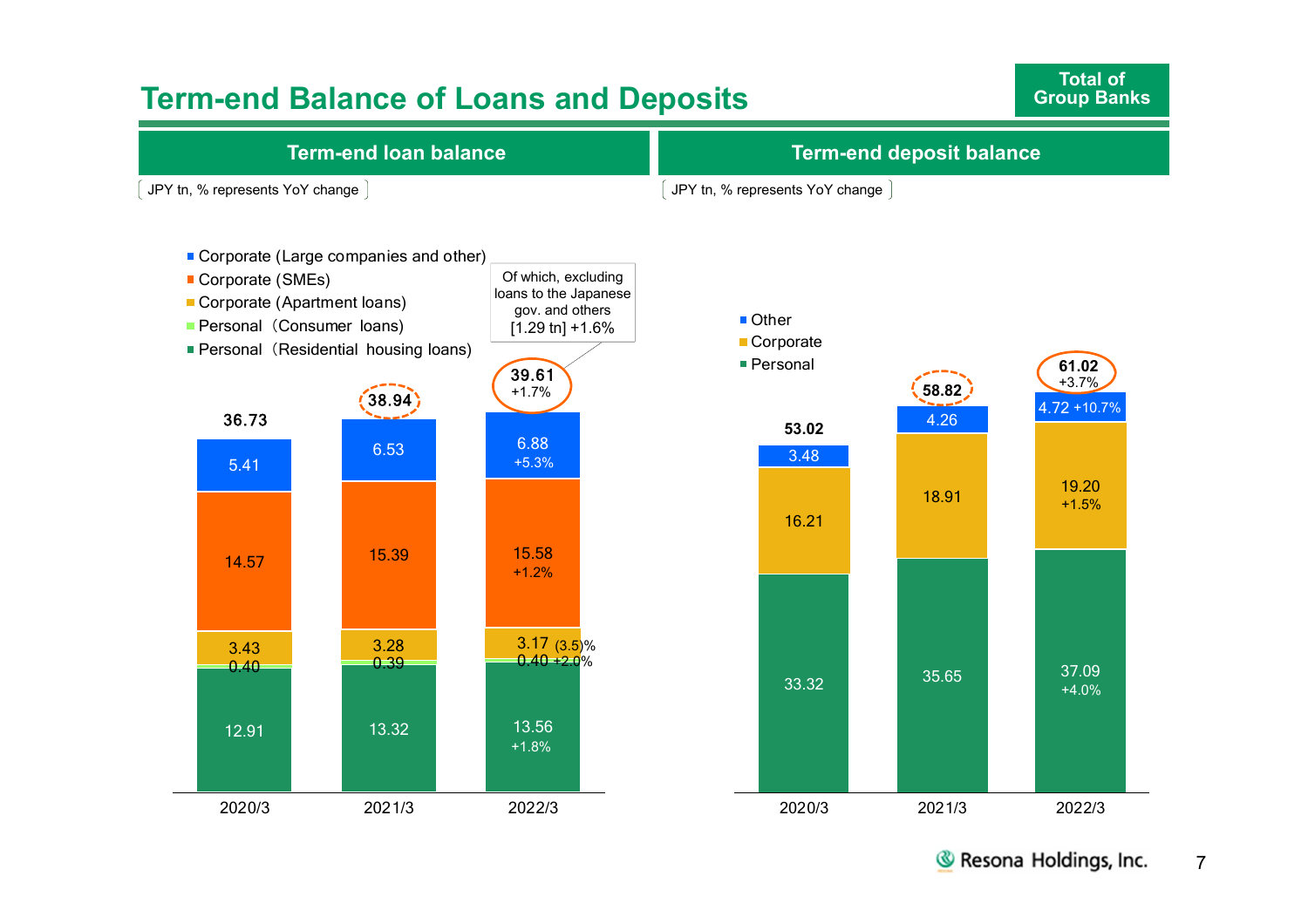# Term-end Balance of Loans and Deposits

Total of Group Banks

## Term-end loan balance

(JPY tn, % represents YoY change)

| | 2020/3 | 2021/3 | 2022/3 |
|---|---|---|---|
| Corporate (Large companies and other) | 5.41 | 6.53 | 6.88 +5.3% |
| Corporate (SMEs) | 14.57 | 15.39 | 15.58 +1.2% |
| Corporate (Apartment loans) | 3.43 | 3.28 | 3.17 (3.5)% |
| Personal (Consumer loans) | 0.40 | 0.39 | 0.40 +2.0% |
| Personal (Residential housing loans) | 12.91 | 13.32 | 13.56 +1.8% |
| Total | 36.73 | 38.94 | 39.61 +1.7% |

Of which, excluding loans to the Japanese gov. and others [1.29 tn] +1.6%

## Term-end deposit balance

(JPY tn, % represents YoY change)

| | 2020/3 | 2021/3 | 2022/3 |
|---|---|---|---|
| Other | 3.48 | 4.26 | 4.72 +10.7% |
| Corporate | 16.21 | 18.91 | 19.20 +1.5% |
| Personal | 33.32 | 35.65 | 37.09 +4.0% |
| Total | 53.02 | 58.82 | 61.02 +3.7% |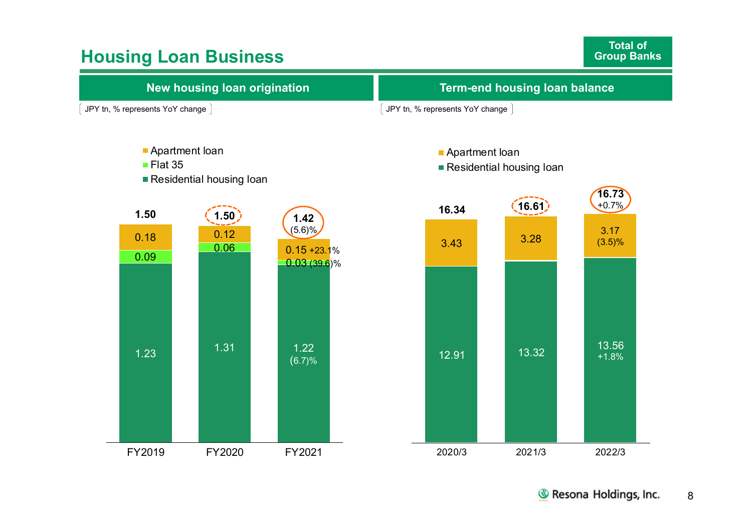# Housing Loan Business

Total of Group Banks

## New housing loan origination

JPY tn, % represents YoY change

| | FY2019 | FY2020 | FY2021 |
|---|---|---|---|
| Apartment loan | 0.18 | 0.12 | 0.15 +23.1% |
| Flat 35 | 0.09 | 0.06 | 0.03 (39.6)% |
| Residential housing loan | 1.23 | 1.31 | 1.22 (6.7)% |
| Total | 1.50 | 1.50 | 1.42 (5.6)% |

## Term-end housing loan balance

JPY tn, % represents YoY change

| | 2020/3 | 2021/3 | 2022/3 |
|---|---|---|---|
| Apartment loan | 3.43 | 3.28 | 3.17 (3.5)% |
| Residential housing loan | 12.91 | 13.32 | 13.56 +1.8% |
| Total | 16.34 | 16.61 | 16.73 +0.7% |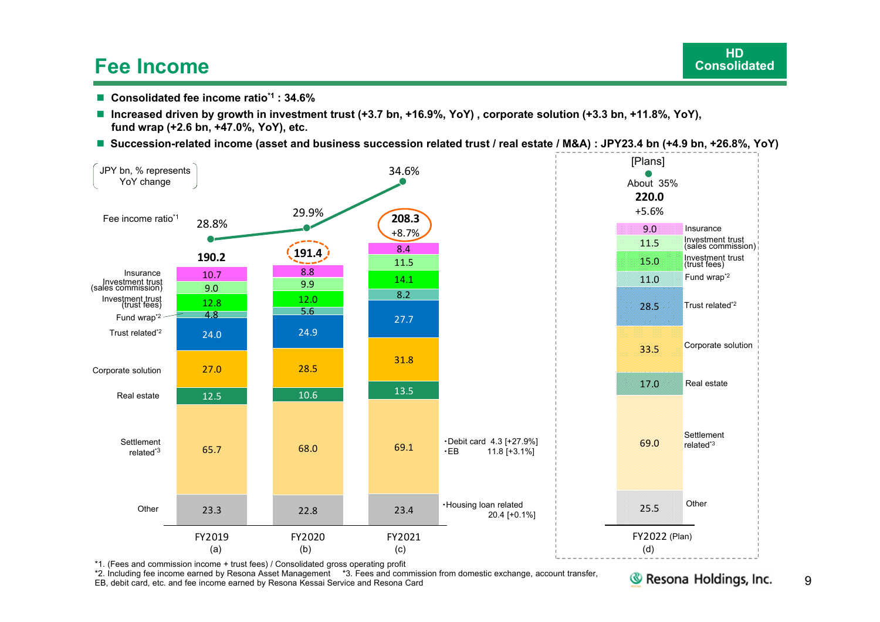# Fee Income

HD Consolidated

- **Consolidated fee income ratio[*1] : 34.6%**
- **Increased driven by growth in investment trust (+3.7 bn, +16.9%, YoY) , corporate solution (+3.3 bn, +11.8%, YoY), fund wrap (+2.6 bn, +47.0%, YoY), etc.**
- **Succession-related income (asset and business succession related trust / real estate / M&A) : JPY23.4 bn (+4.9 bn, +26.8%, YoY)**

JPY bn, % represents YoY change

| | FY2019 (a) | FY2020 (b) | FY2021 (c) | [Plans] FY2022 (Plan) (d) |
|---|---|---|---|---|
| Fee income ratio[*1] | 28.8% | 29.9% | 34.6% | About 35% |
| Total | 190.2 | 191.4 | 208.3 (+8.7%) | 220.0 (+5.6%) |
| Insurance | 10.7 | 8.8 | 8.4 | 9.0 |
| Investment trust (sales commission) | 9.0 | 9.9 | 11.5 | 11.5 |
| Investment trust (trust fees) | 12.8 | 12.0 | 14.1 | 15.0 |
| Fund wrap[*2] | 4.8 | 5.6 | 8.2 | 11.0 |
| Trust related[*2] | 24.0 | 24.9 | 27.7 | 28.5 |
| Corporate solution | 27.0 | 28.5 | 31.8 | 33.5 |
| Real estate | 12.5 | 10.6 | 13.5 | 17.0 |
| Settlement related[*3] | 65.7 | 68.0 | 69.1 | 69.0 |
| Other | 23.3 | 22.8 | 23.4 | 25.5 |

FY2021 Settlement related:
- ・Debit card 4.3 [+27.9%]
- ・EB 11.8 [+3.1%]

FY2021 Other:
- ・Housing loan related 20.4 [+0.1%]

*1. (Fees and commission income + trust fees) / Consolidated gross operating profit
*2. Including fee income earned by Resona Asset Management
*3. Fees and commission from domestic exchange, account transfer, EB, debit card, etc. and fee income earned by Resona Kessai Service and Resona Card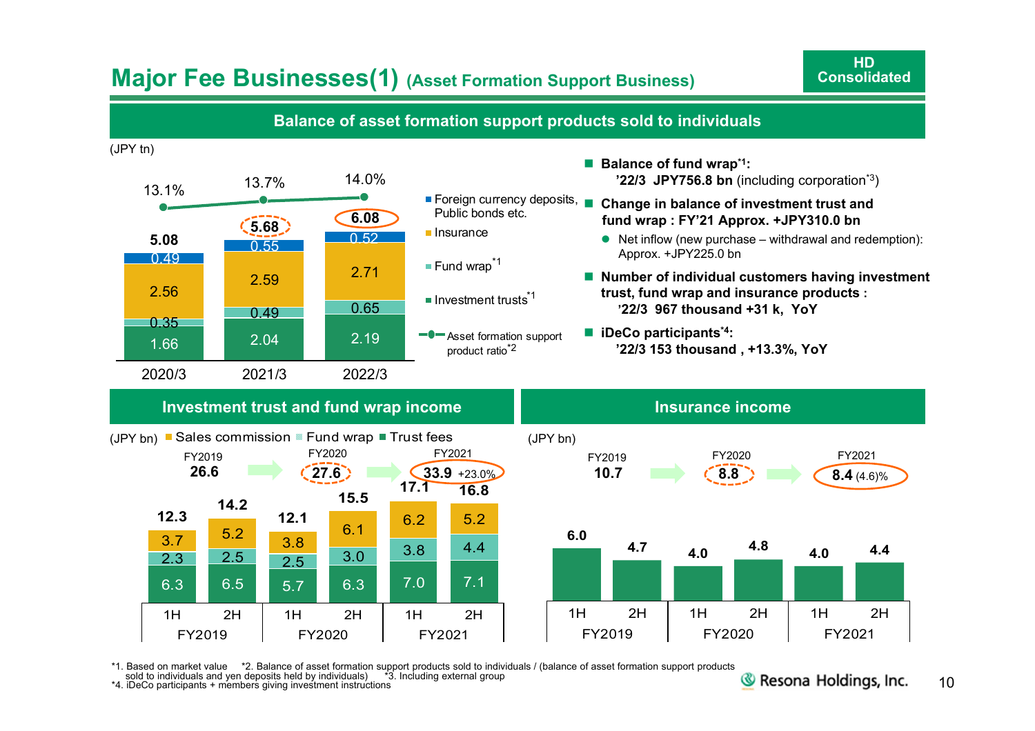# Major Fee Businesses(1) (Asset Formation Support Business)

HD Consolidated

## Balance of asset formation support products sold to individuals

(JPY tn)

| | 2020/3 | 2021/3 | 2022/3 |
|---|---|---|---|
| Foreign currency deposits, Public bonds etc. | 0.49 | 0.55 | 0.52 |
| Insurance | 2.56 | 2.59 | 2.71 |
| Fund wrap*1 | 0.35 | 0.49 | 0.65 |
| Investment trusts*1 | 1.66 | 2.04 | 2.19 |
| Total | 5.08 | 5.68 | 6.08 |
| Asset formation support product ratio*2 | 13.1% | 13.7% | 14.0% |

- **Balance of fund wrap*1:**
  **'22/3 JPY756.8 bn** (including corporation*3)
- **Change in balance of investment trust and fund wrap : FY'21 Approx. +JPY310.0 bn**
  - Net inflow (new purchase – withdrawal and redemption): Approx. +JPY225.0 bn
- **Number of individual customers having investment trust, fund wrap and insurance products :**
  **'22/3 967 thousand +31 k, YoY**
- **iDeCo participants*4:**
  **'22/3 153 thousand , +13.3%, YoY**

## Investment trust and fund wrap income

(JPY bn)

| | FY2019 1H | FY2019 2H | FY2020 1H | FY2020 2H | FY2021 1H | FY2021 2H |
|---|---|---|---|---|---|---|
| Sales commission | 3.7 | 5.2 | 3.8 | 6.1 | 6.2 | 5.2 |
| Fund wrap | 2.3 | 2.5 | 2.5 | 3.0 | 3.8 | 4.4 |
| Trust fees | 6.3 | 6.5 | 5.7 | 6.3 | 7.0 | 7.1 |
| Total | 12.3 | 14.2 | 12.1 | 15.5 | 17.1 | 16.8 |

FY2019: 26.6 → FY2020: 27.6 → FY2021: 33.9 +23.0%

## Insurance income

(JPY bn)

| | FY2019 1H | FY2019 2H | FY2020 1H | FY2020 2H | FY2021 1H | FY2021 2H |
|---|---|---|---|---|---|---|
| Insurance income | 6.0 | 4.7 | 4.0 | 4.8 | 4.0 | 4.4 |

FY2019: 10.7 → FY2020: 8.8 → FY2021: 8.4 (4.6)%

*1. Based on market value *2. Balance of asset formation support products sold to individuals / (balance of asset formation support products sold to individuals and yen deposits held by individuals) *3. Including external group
*4. iDeCo participants + members giving investment instructions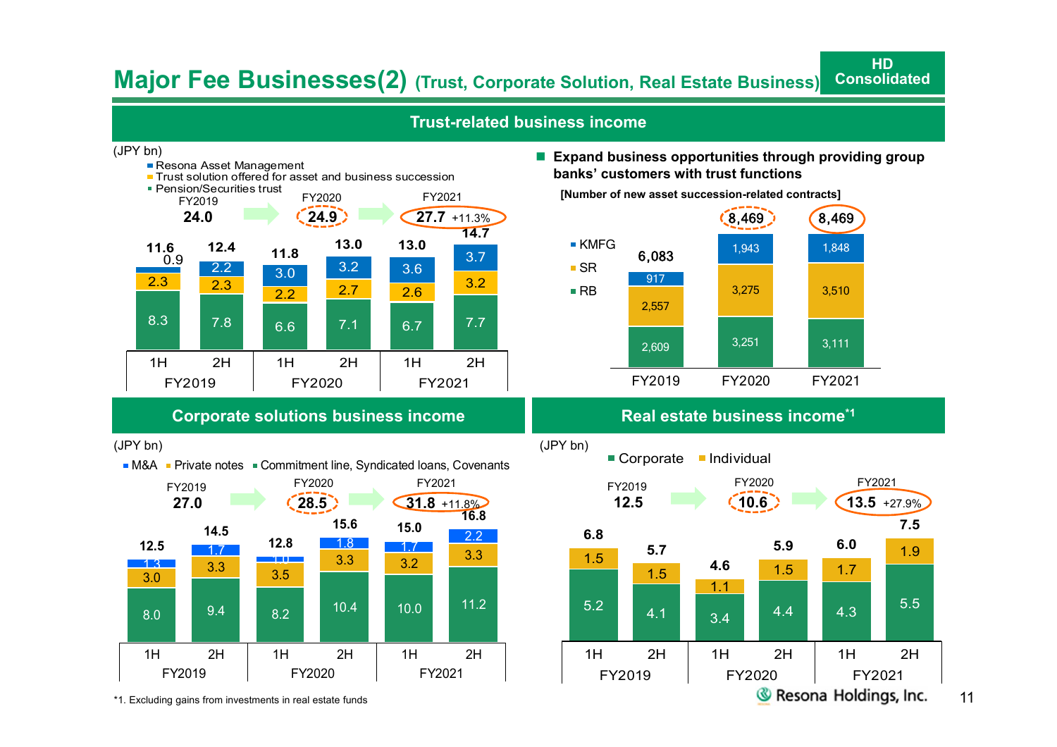# Major Fee Businesses(2) (Trust, Corporate Solution, Real Estate Business)

HD Consolidated

## Trust-related business income

(JPY bn)

| | FY2019 1H | FY2019 2H | FY2020 1H | FY2020 2H | FY2021 1H | FY2021 2H |
|---|---|---|---|---|---|---|
| Resona Asset Management | 0.9 | 2.2 | 3.0 | 3.2 | 3.6 | 3.7 |
| Trust solution offered for asset and business succession | 2.3 | 2.3 | 2.2 | 2.7 | 2.6 | 3.2 |
| Pension/Securities trust | 8.3 | 7.8 | 6.6 | 7.1 | 6.7 | 7.7 |
| Total | 11.6 | 12.4 | 11.8 | 13.0 | 13.0 | 14.7 |

FY2019: 24.0 → FY2020: 24.9 → FY2021: 27.7 (+11.3%)

- **Expand business opportunities through providing group banks' customers with trust functions**

**[Number of new asset succession-related contracts]**

| | FY2019 | FY2020 | FY2021 |
|---|---|---|---|
| KMFG | 917 | 1,943 | 1,848 |
| SR | 2,557 | 3,275 | 3,510 |
| RB | 2,609 | 3,251 | 3,111 |
| Total | 6,083 | 8,469 | 8,469 |

## Corporate solutions business income

(JPY bn)

| | FY2019 1H | FY2019 2H | FY2020 1H | FY2020 2H | FY2021 1H | FY2021 2H |
|---|---|---|---|---|---|---|
| M&A | 1.3 | 1.7 | 1.0 | 1.8 | 1.7 | 2.2 |
| Private notes | 3.0 | 3.3 | 3.5 | 3.3 | 3.2 | 3.3 |
| Commitment line, Syndicated loans, Covenants | 8.0 | 9.4 | 8.2 | 10.4 | 10.0 | 11.2 |
| Total | 12.5 | 14.5 | 12.8 | 15.6 | 15.0 | 16.8 |

FY2019: 27.0 → FY2020: 28.5 → FY2021: 31.8 (+11.8%)

## Real estate business income*1

(JPY bn)

| | FY2019 1H | FY2019 2H | FY2020 1H | FY2020 2H | FY2021 1H | FY2021 2H |
|---|---|---|---|---|---|---|
| Corporate | 5.2 | 4.1 | 3.4 | 4.4 | 4.3 | 5.5 |
| Individual | 1.5 | 1.5 | 1.1 | 1.5 | 1.7 | 1.9 |
| Total | 6.8 | 5.7 | 4.6 | 5.9 | 6.0 | 7.5 |

FY2019: 12.5 → FY2020: 10.6 → FY2021: 13.5 (+27.9%)

*1. Excluding gains from investments in real estate funds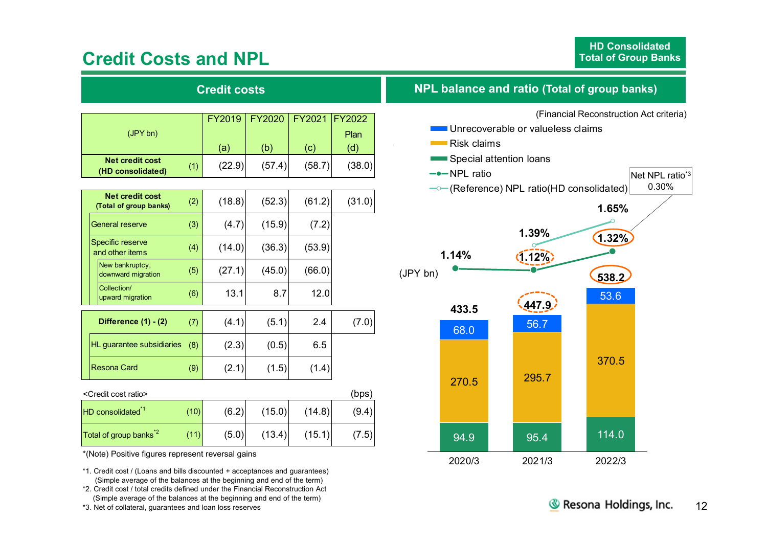# Credit Costs and NPL

HD Consolidated
Total of Group Banks

## Credit costs

| (JPY bn) | | FY2019 (a) | FY2020 (b) | FY2021 (c) | FY2022 Plan (d) |
|---|---|---|---|---|---|
| **Net credit cost (HD consolidated)** | (1) | (22.9) | (57.4) | (58.7) | (38.0) |
| **Net credit cost (Total of group banks)** | (2) | (18.8) | (52.3) | (61.2) | (31.0) |
| General reserve | (3) | (4.7) | (15.9) | (7.2) | |
| Specific reserve and other items | (4) | (14.0) | (36.3) | (53.9) | |
| New bankruptcy, downward migration | (5) | (27.1) | (45.0) | (66.0) | |
| Collection/ upward migration | (6) | 13.1 | 8.7 | 12.0 | |
| **Difference (1) - (2)** | (7) | (4.1) | (5.1) | 2.4 | (7.0) |
| HL guarantee subsidiaries | (8) | (2.3) | (0.5) | 6.5 | |
| Resona Card | (9) | (2.1) | (1.5) | (1.4) | |

<Credit cost ratio> (bps)

| | | FY2019 | FY2020 | FY2021 | FY2022 Plan |
|---|---|---|---|---|---|
| HD consolidated[*1] | (10) | (6.2) | (15.0) | (14.8) | (9.4) |
| Total of group banks[*2] | (11) | (5.0) | (13.4) | (15.1) | (7.5) |

*(Note) Positive figures represent reversal gains

*1. Credit cost / (Loans and bills discounted + acceptances and guarantees) (Simple average of the balances at the beginning and end of the term)
*2. Credit cost / total credits defined under the Financial Reconstruction Act (Simple average of the balances at the beginning and end of the term)
*3. Net of collateral, guarantees and loan loss reserves

## NPL balance and ratio (Total of group banks)

(Financial Reconstruction Act criteria)

(JPY bn)

| | 2020/3 | 2021/3 | 2022/3 |
|---|---|---|---|
| Unrecoverable or valueless claims | 68.0 | 56.7 | 53.6 |
| Risk claims | 270.5 | 295.7 | 370.5 |
| Special attention loans | 94.9 | 95.4 | 114.0 |
| Total | 433.5 | 447.9 | 538.2 |
| NPL ratio | 1.14% | 1.12% | 1.32% |
| (Reference) NPL ratio (HD consolidated) | | 1.39% | 1.65% |

Net NPL ratio[*3] 0.30%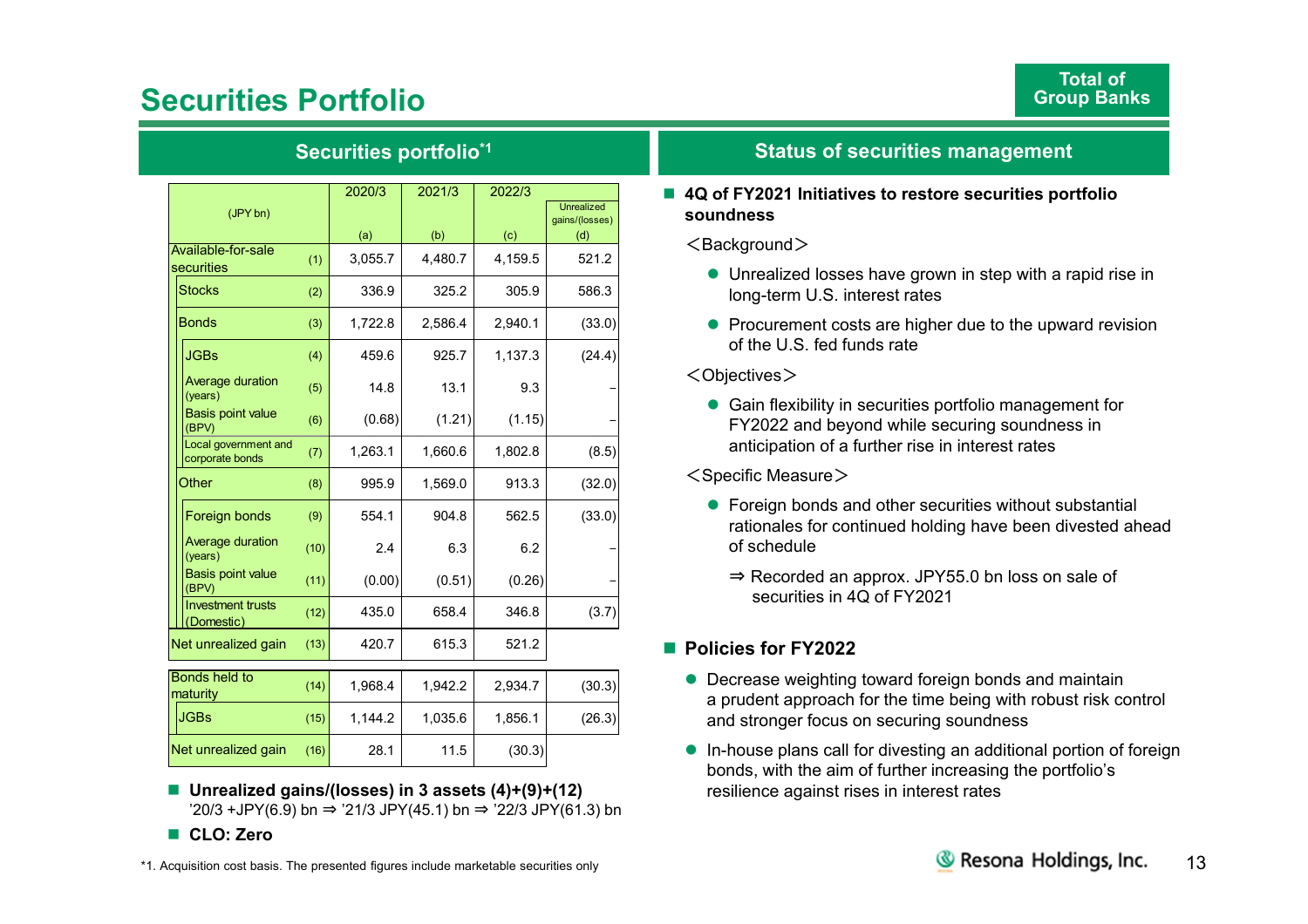# Securities Portfolio

Total of Group Banks

## Securities portfolio[*1]

| (JPY bn) | | 2020/3 (a) | 2021/3 (b) | 2022/3 (c) | Unrealized gains/(losses) (d) |
|---|---|---|---|---|---|
| Available-for-sale securities | (1) | 3,055.7 | 4,480.7 | 4,159.5 | 521.2 |
| Stocks | (2) | 336.9 | 325.2 | 305.9 | 586.3 |
| Bonds | (3) | 1,722.8 | 2,586.4 | 2,940.1 | (33.0) |
| JGBs | (4) | 459.6 | 925.7 | 1,137.3 | (24.4) |
| Average duration (years) | (5) | 14.8 | 13.1 | 9.3 | – |
| Basis point value (BPV) | (6) | (0.68) | (1.21) | (1.15) | – |
| Local government and corporate bonds | (7) | 1,263.1 | 1,660.6 | 1,802.8 | (8.5) |
| Other | (8) | 995.9 | 1,569.0 | 913.3 | (32.0) |
| Foreign bonds | (9) | 554.1 | 904.8 | 562.5 | (33.0) |
| Average duration (years) | (10) | 2.4 | 6.3 | 6.2 | – |
| Basis point value (BPV) | (11) | (0.00) | (0.51) | (0.26) | – |
| Investment trusts (Domestic) | (12) | 435.0 | 658.4 | 346.8 | (3.7) |
| Net unrealized gain | (13) | 420.7 | 615.3 | 521.2 | |
| Bonds held to maturity | (14) | 1,968.4 | 1,942.2 | 2,934.7 | (30.3) |
| JGBs | (15) | 1,144.2 | 1,035.6 | 1,856.1 | (26.3) |
| Net unrealized gain | (16) | 28.1 | 11.5 | (30.3) | |

- **Unrealized gains/(losses) in 3 assets (4)+(9)+(12)**
  '20/3 +JPY(6.9) bn ⇒ '21/3 JPY(45.1) bn ⇒ '22/3 JPY(61.3) bn
- **CLO: Zero**

*1. Acquisition cost basis. The presented figures include marketable securities only

## Status of securities management

- **4Q of FY2021 Initiatives to restore securities portfolio soundness**

  ＜Background＞
  - Unrealized losses have grown in step with a rapid rise in long-term U.S. interest rates
  - Procurement costs are higher due to the upward revision of the U.S. fed funds rate

  ＜Objectives＞
  - Gain flexibility in securities portfolio management for FY2022 and beyond while securing soundness in anticipation of a further rise in interest rates

  ＜Specific Measure＞
  - Foreign bonds and other securities without substantial rationales for continued holding have been divested ahead of schedule

    ⇒ Recorded an approx. JPY55.0 bn loss on sale of securities in 4Q of FY2021

- **Policies for FY2022**
  - Decrease weighting toward foreign bonds and maintain a prudent approach for the time being with robust risk control and stronger focus on securing soundness
  - In-house plans call for divesting an additional portion of foreign bonds, with the aim of further increasing the portfolio's resilience against rises in interest rates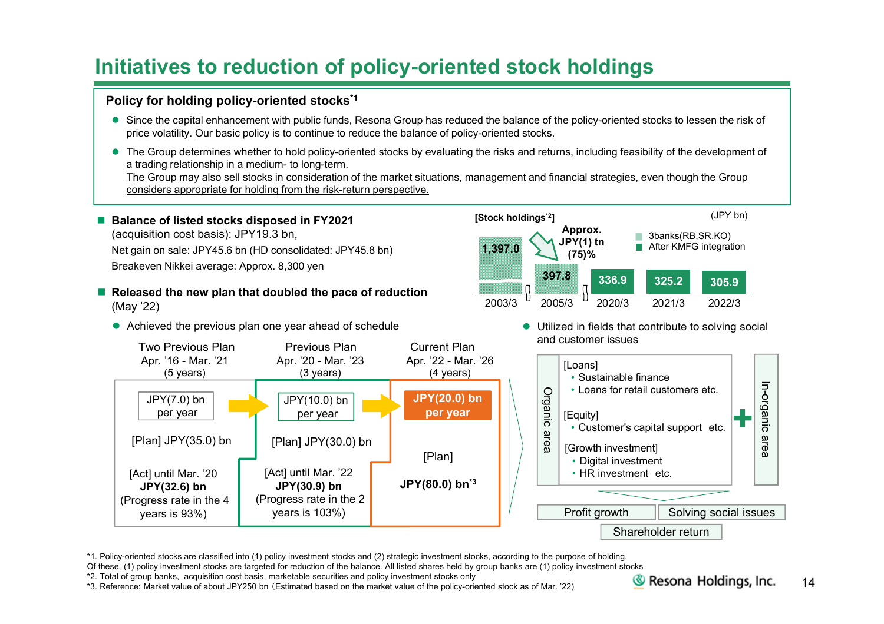# Initiatives to reduction of policy-oriented stock holdings

## Policy for holding policy-oriented stocks[*1]

- Since the capital enhancement with public funds, Resona Group has reduced the balance of the policy-oriented stocks to lessen the risk of price volatility. Our basic policy is to continue to reduce the balance of policy-oriented stocks.
- The Group determines whether to hold policy-oriented stocks by evaluating the risks and returns, including feasibility of the development of a trading relationship in a medium- to long-term.
  The Group may also sell stocks in consideration of the market situations, management and financial strategies, even though the Group considers appropriate for holding from the risk-return perspective.

### Balance of listed stocks disposed in FY2021

(acquisition cost basis): JPY19.3 bn,
Net gain on sale: JPY45.6 bn (HD consolidated: JPY45.8 bn)
Breakeven Nikkei average: Approx. 8,300 yen

### Released the new plan that doubled the pace of reduction

(May '22)

- Achieved the previous plan one year ahead of schedule

| Two Previous Plan Apr. '16 - Mar. '21 (5 years) | Previous Plan Apr. '20 - Mar. '23 (3 years) | Current Plan Apr. '22 - Mar. '26 (4 years) |
|---|---|---|
| JPY(7.0) bn per year | JPY(10.0) bn per year | **JPY(20.0) bn per year** |
| [Plan] JPY(35.0) bn | [Plan] JPY(30.0) bn | [Plan] **JPY(80.0) bn[*3]** |
| [Act] until Mar. '20 **JPY(32.6) bn** (Progress rate in the 4 years is 93%) | [Act] until Mar. '22 **JPY(30.9) bn** (Progress rate in the 2 years is 103%) | |

**[Stock holdings[*2]]** (JPY bn)

| | 2003/3 | 2005/3 | 2020/3 | 2021/3 | 2022/3 |
|---|---|---|---|---|---|
| Stock holdings | 1,397.0 | 397.8 | 336.9 | 325.2 | 305.9 |

Approx. JPY(1) tn (75)%

Legend: 3banks(RB,SR,KO); After KMFG integration

- Utilized in fields that contribute to solving social and customer issues

Organic area:
- [Loans]
  - Sustainable finance
  - Loans for retail customers etc.
- [Equity]
  - Customer's capital support etc.
- [Growth investment]
  - Digital investment
  - HR investment etc.

＋ In-organic area

Profit growth | Solving social issues

Shareholder return

*1. Policy-oriented stocks are classified into (1) policy investment stocks and (2) strategic investment stocks, according to the purpose of holding. Of these, (1) policy investment stocks are targeted for reduction of the balance. All listed shares held by group banks are (1) policy investment stocks
*2. Total of group banks, acquisition cost basis, marketable securities and policy investment stocks only
*3. Reference: Market value of about JPY250 bn（Estimated based on the market value of the policy-oriented stock as of Mar. '22)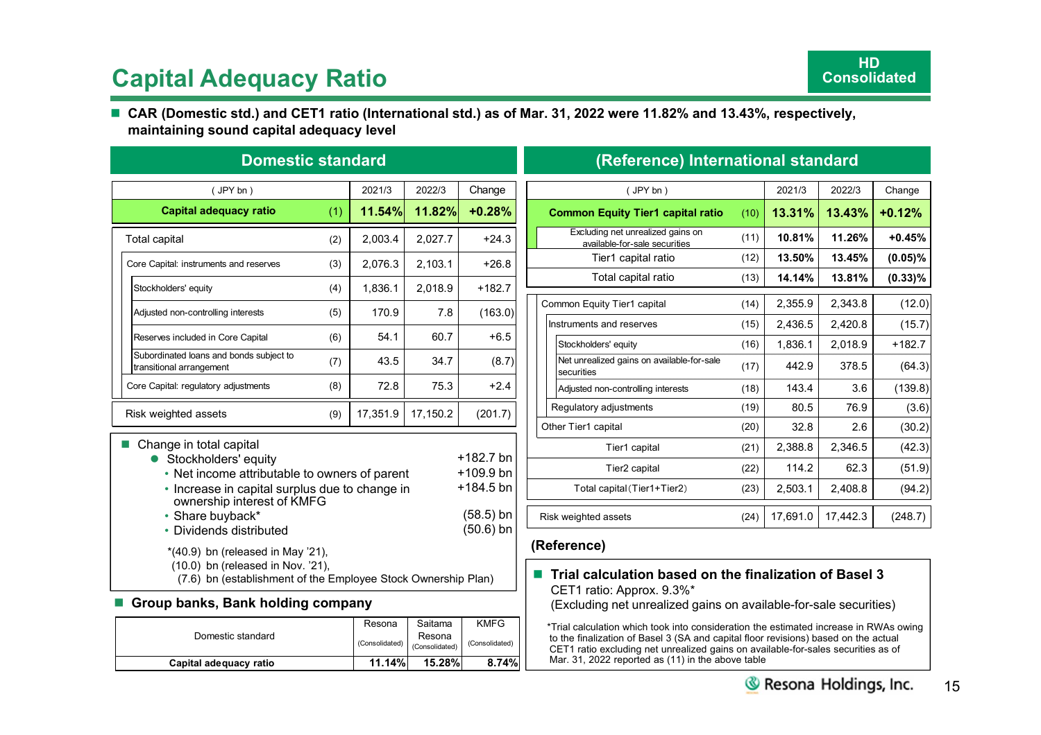# Capital Adequacy Ratio

HD Consolidated

- **CAR (Domestic std.) and CET1 ratio (International std.) as of Mar. 31, 2022 were 11.82% and 13.43%, respectively, maintaining sound capital adequacy level**

## Domestic standard

| ( JPY bn ) | | 2021/3 | 2022/3 | Change |
|---|---|---|---|---|
| **Capital adequacy ratio** | (1) | **11.54%** | **11.82%** | **+0.28%** |
| Total capital | (2) | 2,003.4 | 2,027.7 | +24.3 |
| Core Capital: instruments and reserves | (3) | 2,076.3 | 2,103.1 | +26.8 |
| Stockholders' equity | (4) | 1,836.1 | 2,018.9 | +182.7 |
| Adjusted non-controlling interests | (5) | 170.9 | 7.8 | (163.0) |
| Reserves included in Core Capital | (6) | 54.1 | 60.7 | +6.5 |
| Subordinated loans and bonds subject to transitional arrangement | (7) | 43.5 | 34.7 | (8.7) |
| Core Capital: regulatory adjustments | (8) | 72.8 | 75.3 | +2.4 |
| Risk weighted assets | (9) | 17,351.9 | 17,150.2 | (201.7) |

- Change in total capital
  - Stockholders' equity +182.7 bn
    - Net income attributable to owners of parent +109.9 bn
    - Increase in capital surplus due to change in ownership interest of KMFG +184.5 bn
    - Share buyback* (58.5) bn
    - Dividends distributed (50.6) bn

*(40.9) bn (released in May '21),
(10.0) bn (released in Nov. '21),
(7.6) bn (establishment of the Employee Stock Ownership Plan)

- **Group banks, Bank holding company**

| Domestic standard | Resona (Consolidated) | Saitama Resona (Consolidated) | KMFG (Consolidated) |
|---|---|---|---|
| **Capital adequacy ratio** | **11.14%** | **15.28%** | **8.74%** |

## (Reference) International standard

| ( JPY bn ) | | 2021/3 | 2022/3 | Change |
|---|---|---|---|---|
| **Common Equity Tier1 capital ratio** | (10) | **13.31%** | **13.43%** | **+0.12%** |
| Excluding net unrealized gains on available-for-sale securities | (11) | **10.81%** | **11.26%** | **+0.45%** |
| Tier1 capital ratio | (12) | **13.50%** | **13.45%** | **(0.05)%** |
| Total capital ratio | (13) | **14.14%** | **13.81%** | **(0.33)%** |
| Common Equity Tier1 capital | (14) | 2,355.9 | 2,343.8 | (12.0) |
| Instruments and reserves | (15) | 2,436.5 | 2,420.8 | (15.7) |
| Stockholders' equity | (16) | 1,836.1 | 2,018.9 | +182.7 |
| Net unrealized gains on available-for-sale securities | (17) | 442.9 | 378.5 | (64.3) |
| Adjusted non-controlling interests | (18) | 143.4 | 3.6 | (139.8) |
| Regulatory adjustments | (19) | 80.5 | 76.9 | (3.6) |
| Other Tier1 capital | (20) | 32.8 | 2.6 | (30.2) |
| Tier1 capital | (21) | 2,388.8 | 2,346.5 | (42.3) |
| Tier2 capital | (22) | 114.2 | 62.3 | (51.9) |
| Total capital (Tier1+Tier2) | (23) | 2,503.1 | 2,408.8 | (94.2) |
| Risk weighted assets | (24) | 17,691.0 | 17,442.3 | (248.7) |

**(Reference)**

- **Trial calculation based on the finalization of Basel 3**
  CET1 ratio: Approx. 9.3%*
  (Excluding net unrealized gains on available-for-sale securities)

*Trial calculation which took into consideration the estimated increase in RWAs owing to the finalization of Basel 3 (SA and capital floor revisions) based on the actual CET1 ratio excluding net unrealized gains on available-for-sales securities as of Mar. 31, 2022 reported as (11) in the above table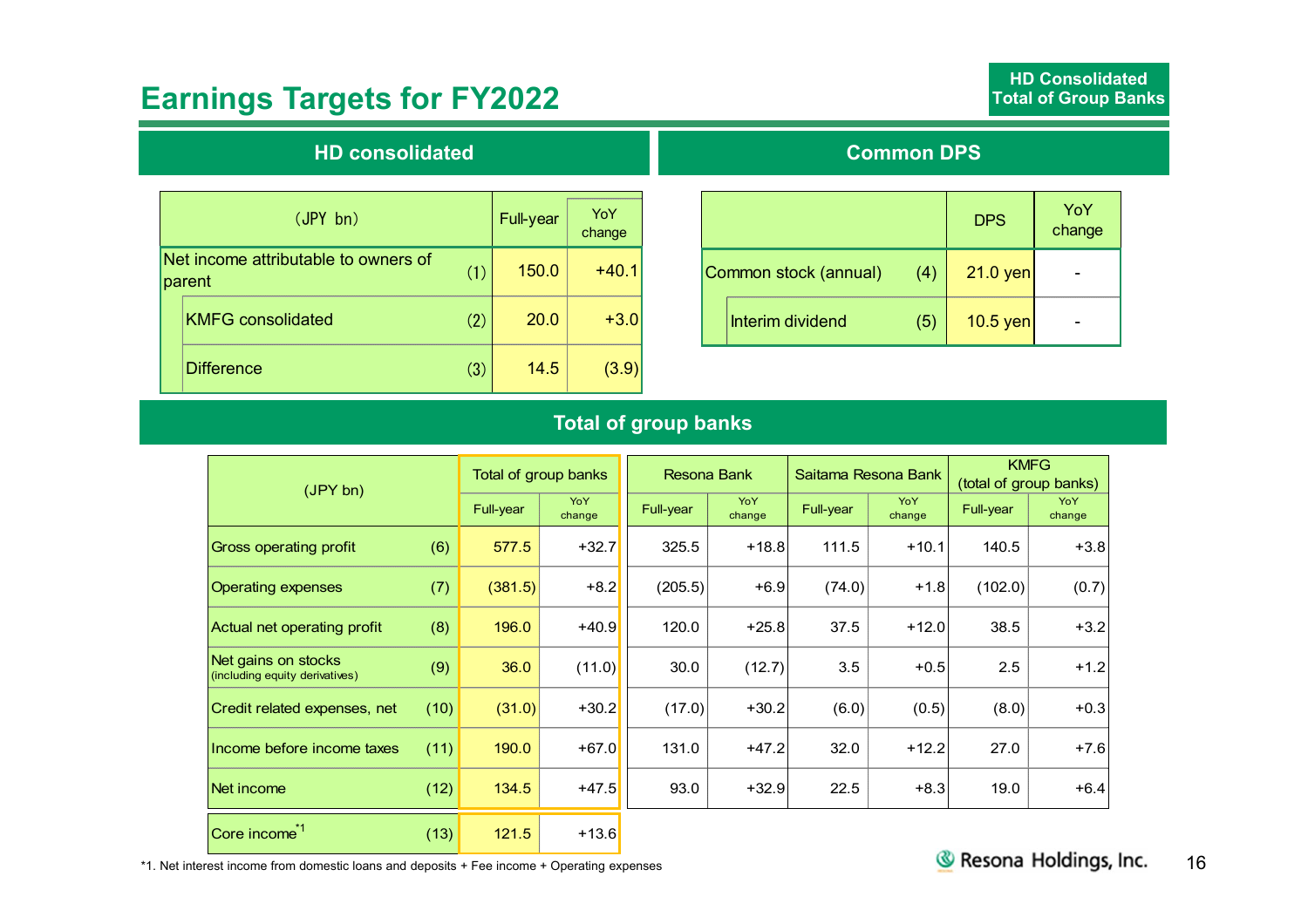# Earnings Targets for FY2022

HD Consolidated
Total of Group Banks

## HD consolidated

| (JPY bn) | | Full-year | YoY change |
|---|---|---|---|
| Net income attributable to owners of parent | (1) | 150.0 | +40.1 |
| KMFG consolidated | (2) | 20.0 | +3.0 |
| Difference | (3) | 14.5 | (3.9) |

## Common DPS

| | | DPS | YoY change |
|---|---|---|---|
| Common stock (annual) | (4) | 21.0 yen | - |
| Interim dividend | (5) | 10.5 yen | - |

## Total of group banks

| (JPY bn) | | Total of group banks | | Resona Bank | | Saitama Resona Bank | | KMFG (total of group banks) | |
|---|---|---|---|---|---|---|---|---|---|
| | | Full-year | YoY change | Full-year | YoY change | Full-year | YoY change | Full-year | YoY change |
| Gross operating profit | (6) | 577.5 | +32.7 | 325.5 | +18.8 | 111.5 | +10.1 | 140.5 | +3.8 |
| Operating expenses | (7) | (381.5) | +8.2 | (205.5) | +6.9 | (74.0) | +1.8 | (102.0) | (0.7) |
| Actual net operating profit | (8) | 196.0 | +40.9 | 120.0 | +25.8 | 37.5 | +12.0 | 38.5 | +3.2 |
| Net gains on stocks (including equity derivatives) | (9) | 36.0 | (11.0) | 30.0 | (12.7) | 3.5 | +0.5 | 2.5 | +1.2 |
| Credit related expenses, net | (10) | (31.0) | +30.2 | (17.0) | +30.2 | (6.0) | (0.5) | (8.0) | +0.3 |
| Income before income taxes | (11) | 190.0 | +67.0 | 131.0 | +47.2 | 32.0 | +12.2 | 27.0 | +7.6 |
| Net income | (12) | 134.5 | +47.5 | 93.0 | +32.9 | 22.5 | +8.3 | 19.0 | +6.4 |
| Core income[*1] | (13) | 121.5 | +13.6 | | | | | | |

*1. Net interest income from domestic loans and deposits + Fee income + Operating expenses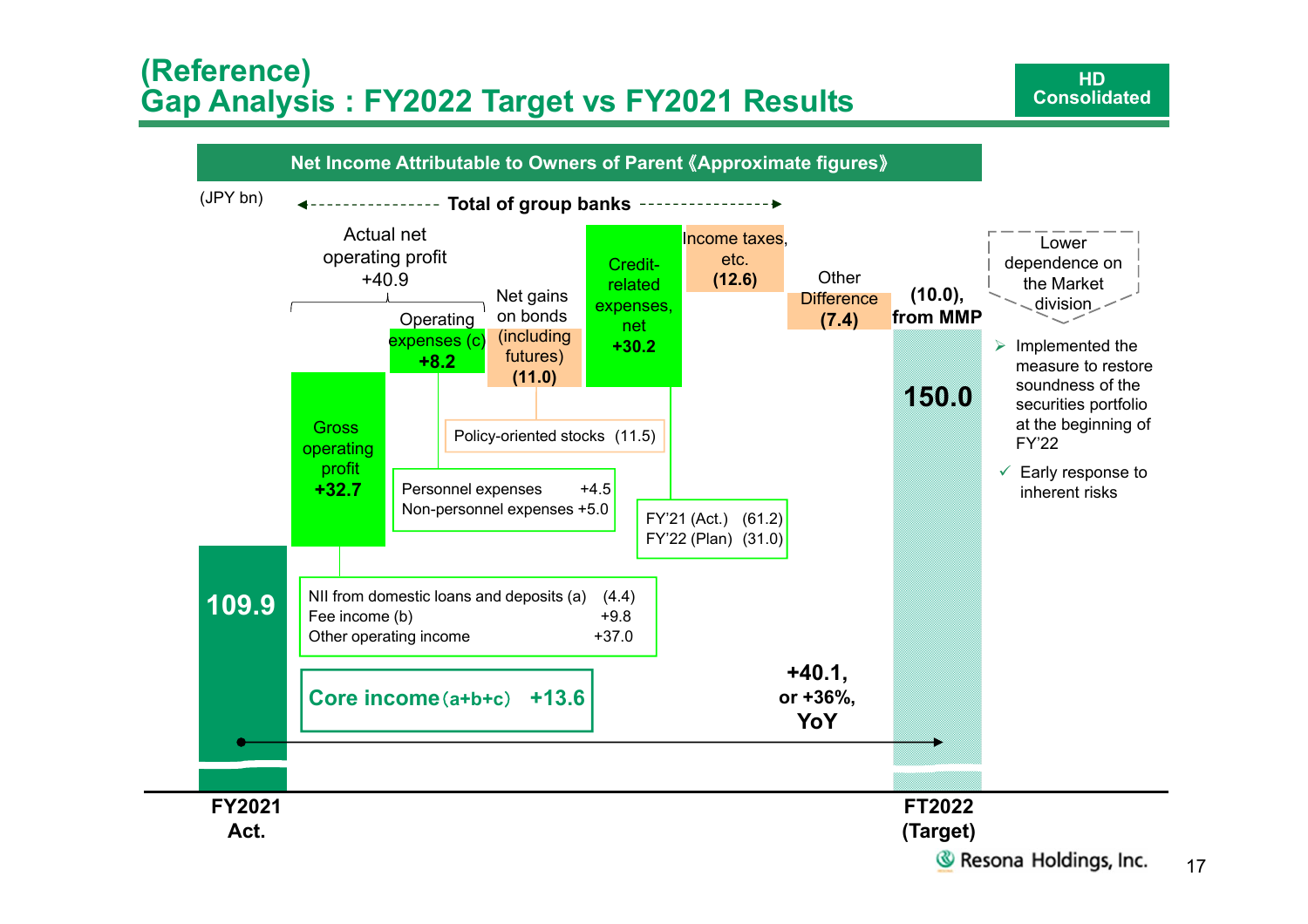# (Reference)
# Gap Analysis : FY2022 Target vs FY2021 Results

HD Consolidated

## Net Income Attributable to Owners of Parent《Approximate figures》

(JPY bn)

Total of group banks

Actual net operating profit +40.9

| Item | Amount |
|---|---|
| FY2021 Act. | 109.9 |
| Gross operating profit | +32.7 |
| Operating expenses (c) | +8.2 |
| Net gains on bonds (including futures) | (11.0) |
| Credit-related expenses, net | +30.2 |
| Income taxes, etc. | (12.6) |
| Other Difference | (7.4) |
| (10.0), from MMP | |
| FT2022 (Target) | 150.0 |

Gross operating profit breakdown:

| Item | Amount |
|---|---|
| NII from domestic loans and deposits (a) | (4.4) |
| Fee income (b) | +9.8 |
| Other operating income | +37.0 |

**Core income (a+b+c) +13.6**

Operating expenses breakdown:

| Item | Amount |
|---|---|
| Personnel expenses | +4.5 |
| Non-personnel expenses | +5.0 |

Policy-oriented stocks (11.5)

Credit-related expenses, net:

| Item | Amount |
|---|---|
| FY'21 (Act.) | (61.2) |
| FY'22 (Plan) | (31.0) |

**+40.1, or +36%, YoY**

Lower dependence on the Market division

- Implemented the measure to restore soundness of the securities portfolio at the beginning of FY'22
- ✓ Early response to inherent risks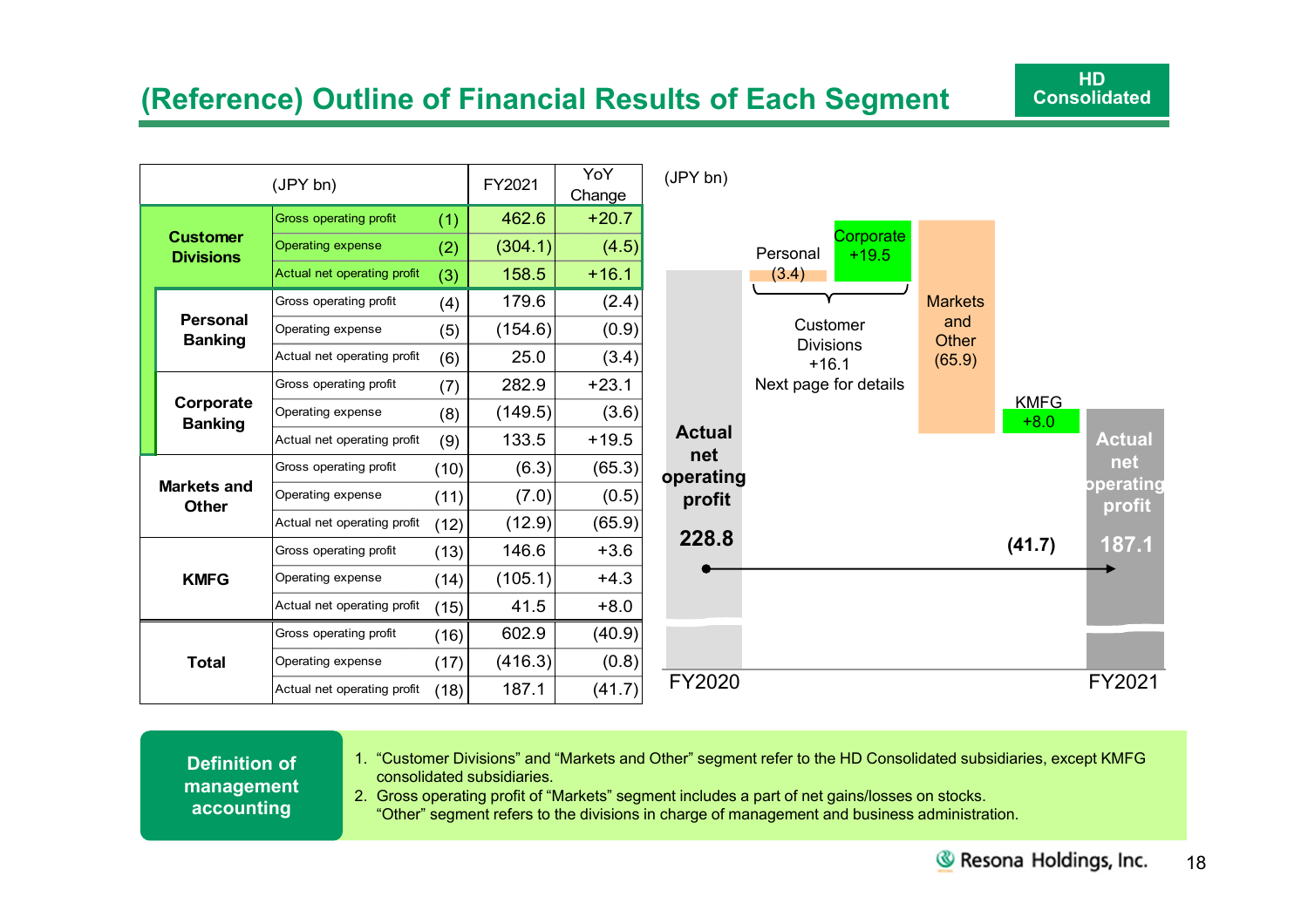# (Reference) Outline of Financial Results of Each Segment

HD Consolidated

| (JPY bn) | | | FY2021 | YoY Change |
|---|---|---|---|---|
| Customer Divisions | Gross operating profit | (1) | 462.6 | +20.7 |
| | Operating expense | (2) | (304.1) | (4.5) |
| | Actual net operating profit | (3) | 158.5 | +16.1 |
| Personal Banking | Gross operating profit | (4) | 179.6 | (2.4) |
| | Operating expense | (5) | (154.6) | (0.9) |
| | Actual net operating profit | (6) | 25.0 | (3.4) |
| Corporate Banking | Gross operating profit | (7) | 282.9 | +23.1 |
| | Operating expense | (8) | (149.5) | (3.6) |
| | Actual net operating profit | (9) | 133.5 | +19.5 |
| Markets and Other | Gross operating profit | (10) | (6.3) | (65.3) |
| | Operating expense | (11) | (7.0) | (0.5) |
| | Actual net operating profit | (12) | (12.9) | (65.9) |
| KMFG | Gross operating profit | (13) | 146.6 | +3.6 |
| | Operating expense | (14) | (105.1) | +4.3 |
| | Actual net operating profit | (15) | 41.5 | +8.0 |
| Total | Gross operating profit | (16) | 602.9 | (40.9) |
| | Operating expense | (17) | (416.3) | (0.8) |
| | Actual net operating profit | (18) | 187.1 | (41.7) |

(JPY bn)

- FY2020 Actual net operating profit: 228.8
- Customer Divisions +16.1 (Next page for details)
  - Personal (3.4)
  - Corporate +19.5
- Markets and Other (65.9)
- KMFG +8.0
- (41.7)
- FY2021 Actual net operating profit: 187.1

**Definition of management accounting**

1. "Customer Divisions" and "Markets and Other" segment refer to the HD Consolidated subsidiaries, except KMFG consolidated subsidiaries.
2. Gross operating profit of "Markets" segment includes a part of net gains/losses on stocks.
   "Other" segment refers to the divisions in charge of management and business administration.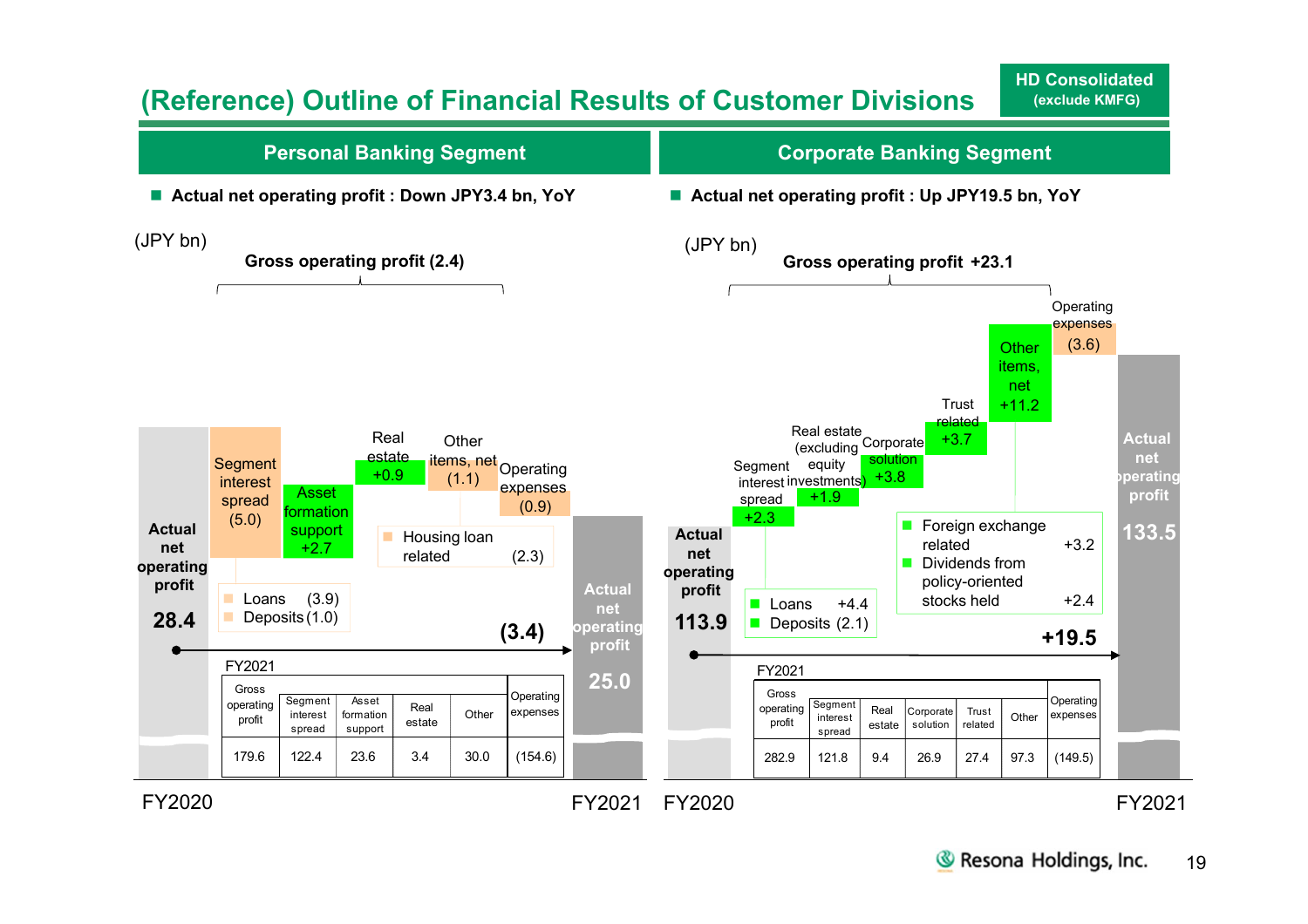# (Reference) Outline of Financial Results of Customer Divisions

**HD Consolidated (exclude KMFG)**

## Personal Banking Segment

- **Actual net operating profit : Down JPY3.4 bn, YoY**

(JPY bn)

**Gross operating profit (2.4)**

| Item | Change |
|---|---|
| Actual net operating profit FY2020 | 28.4 |
| Segment interest spread | (5.0) |
| Asset formation support | +2.7 |
| Real estate | +0.9 |
| Other items, net | (1.1) |
| Operating expenses | (0.9) |
| Actual net operating profit FY2021 | 25.0 |
| Total change | (3.4) |

Segment interest spread breakdown:
- Loans (3.9)
- Deposits (1.0)

Other items, net breakdown:
- Housing loan related (2.3)

FY2021

| Gross operating profit | Segment interest spread | Asset formation support | Real estate | Other | Operating expenses |
|---|---|---|---|---|---|
| 179.6 | 122.4 | 23.6 | 3.4 | 30.0 | (154.6) |

## Corporate Banking Segment

- **Actual net operating profit : Up JPY19.5 bn, YoY**

(JPY bn)

**Gross operating profit +23.1**

| Item | Change |
|---|---|
| Actual net operating profit FY2020 | 113.9 |
| Segment interest spread | +2.3 |
| Real estate (excluding equity investments) | +1.9 |
| Corporate solution | +3.8 |
| Trust related | +3.7 |
| Other items, net | +11.2 |
| Operating expenses | (3.6) |
| Actual net operating profit FY2021 | 133.5 |
| Total change | +19.5 |

Segment interest spread breakdown:
- Loans +4.4
- Deposits (2.1)

Other items, net breakdown:
- Foreign exchange related +3.2
- Dividends from policy-oriented stocks held +2.4

FY2021

| Gross operating profit | Segment interest spread | Real estate | Corporate solution | Trust related | Other | Operating expenses |
|---|---|---|---|---|---|---|
| 282.9 | 121.8 | 9.4 | 26.9 | 27.4 | 97.3 | (149.5) |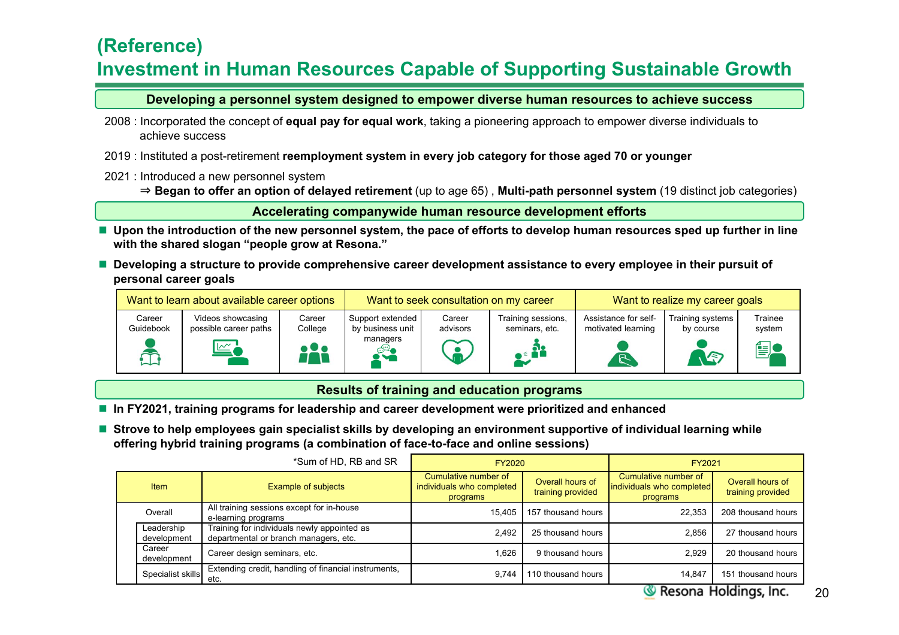# (Reference)
# Investment in Human Resources Capable of Supporting Sustainable Growth

## Developing a personnel system designed to empower diverse human resources to achieve success

2008 : Incorporated the concept of **equal pay for equal work**, taking a pioneering approach to empower diverse individuals to achieve success

2019 : Instituted a post-retirement **reemployment system in every job category for those aged 70 or younger**

2021 : Introduced a new personnel system
⇒ **Began to offer an option of delayed retirement** (up to age 65) , **Multi-path personnel system** (19 distinct job categories)

## Accelerating companywide human resource development efforts

- **Upon the introduction of the new personnel system, the pace of efforts to develop human resources sped up further in line with the shared slogan "people grow at Resona."**
- **Developing a structure to provide comprehensive career development assistance to every employee in their pursuit of personal career goals**

| Want to learn about available career options | | | Want to seek consultation on my career | | | Want to realize my career goals | | |
|---|---|---|---|---|---|---|---|---|
| Career Guidebook | Videos showcasing possible career paths | Career College | Support extended by business unit managers | Career advisors | Training sessions, seminars, etc. | Assistance for self-motivated learning | Training systems by course | Trainee system |

## Results of training and education programs

- **In FY2021, training programs for leadership and career development were prioritized and enhanced**
- **Strove to help employees gain specialist skills by developing an environment supportive of individual learning while offering hybrid training programs (a combination of face-to-face and online sessions)**

*Sum of HD, RB and SR

| Item | Example of subjects | FY2020 Cumulative number of individuals who completed programs | FY2020 Overall hours of training provided | FY2021 Cumulative number of individuals who completed programs | FY2021 Overall hours of training provided |
|---|---|---|---|---|---|
| Overall | All training sessions except for in-house e-learning programs | 15,405 | 157 thousand hours | 22,353 | 208 thousand hours |
| Leadership development | Training for individuals newly appointed as departmental or branch managers, etc. | 2,492 | 25 thousand hours | 2,856 | 27 thousand hours |
| Career development | Career design seminars, etc. | 1,626 | 9 thousand hours | 2,929 | 20 thousand hours |
| Specialist skills | Extending credit, handling of financial instruments, etc. | 9,744 | 110 thousand hours | 14,847 | 151 thousand hours |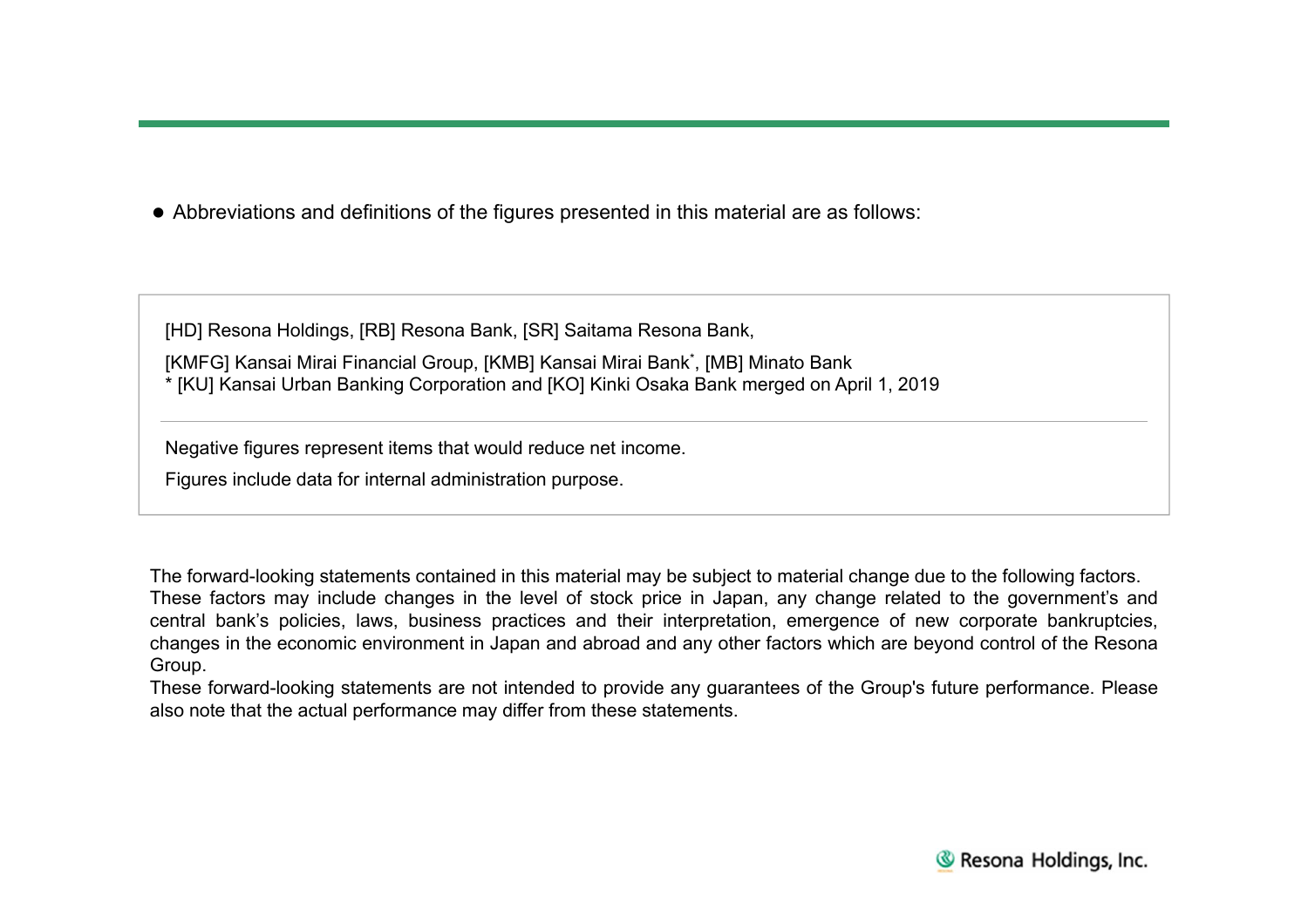- Abbreviations and definitions of the figures presented in this material are as follows:

[HD] Resona Holdings, [RB] Resona Bank, [SR] Saitama Resona Bank,

[KMFG] Kansai Mirai Financial Group, [KMB] Kansai Mirai Bank*, [MB] Minato Bank
* [KU] Kansai Urban Banking Corporation and [KO] Kinki Osaka Bank merged on April 1, 2019

Negative figures represent items that would reduce net income.

Figures include data for internal administration purpose.

The forward-looking statements contained in this material may be subject to material change due to the following factors. These factors may include changes in the level of stock price in Japan, any change related to the government's and central bank's policies, laws, business practices and their interpretation, emergence of new corporate bankruptcies, changes in the economic environment in Japan and abroad and any other factors which are beyond control of the Resona Group.
These forward-looking statements are not intended to provide any guarantees of the Group's future performance. Please also note that the actual performance may differ from these statements.

Resona Holdings, Inc.